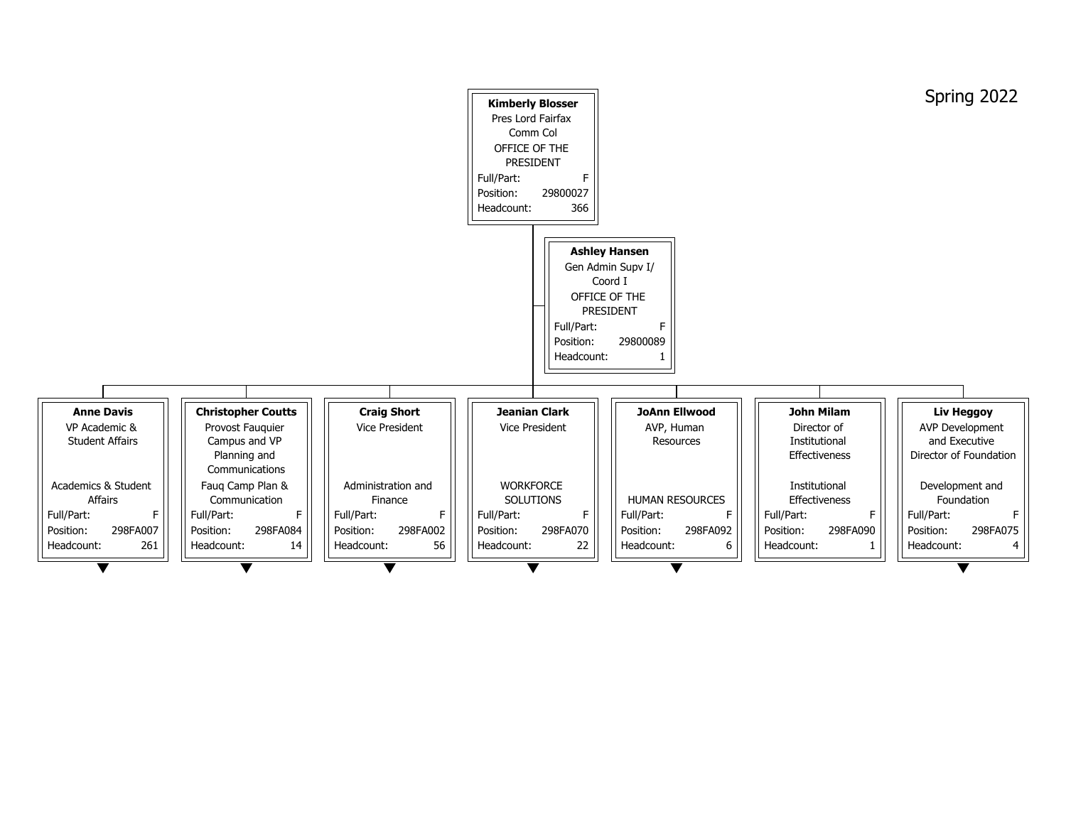Spring 2022

**Kimberly Blosser**
Pres Lord Fairfax Comm Col
OFFICE OF THE PRESIDENT
Full/Part: F
Position: 29800027
Headcount: 366

**Ashley Hansen**
Gen Admin Supv I/ Coord I
OFFICE OF THE PRESIDENT
Full/Part: F
Position: 29800089
Headcount: 1

| Name | Title | Department | Full/Part | Position | Headcount |
|---|---|---|---|---|---|
| **Anne Davis** | VP Academic & Student Affairs | Academics & Student Affairs | F | 298FA007 | 261 |
| **Christopher Coutts** | Provost Fauquier Campus and VP Planning and Communications | Fauq Camp Plan & Communication | F | 298FA084 | 14 |
| **Craig Short** | Vice President | Administration and Finance | F | 298FA002 | 56 |
| **Jeanian Clark** | Vice President | WORKFORCE SOLUTIONS | F | 298FA070 | 22 |
| **JoAnn Ellwood** | AVP, Human Resources | HUMAN RESOURCES | F | 298FA092 | 6 |
| **John Milam** | Director of Institutional Effectiveness | Institutional Effectiveness | F | 298FA090 | 1 |
| **Liv Heggoy** | AVP Development and Executive Director of Foundation | Development and Foundation | F | 298FA075 | 4 |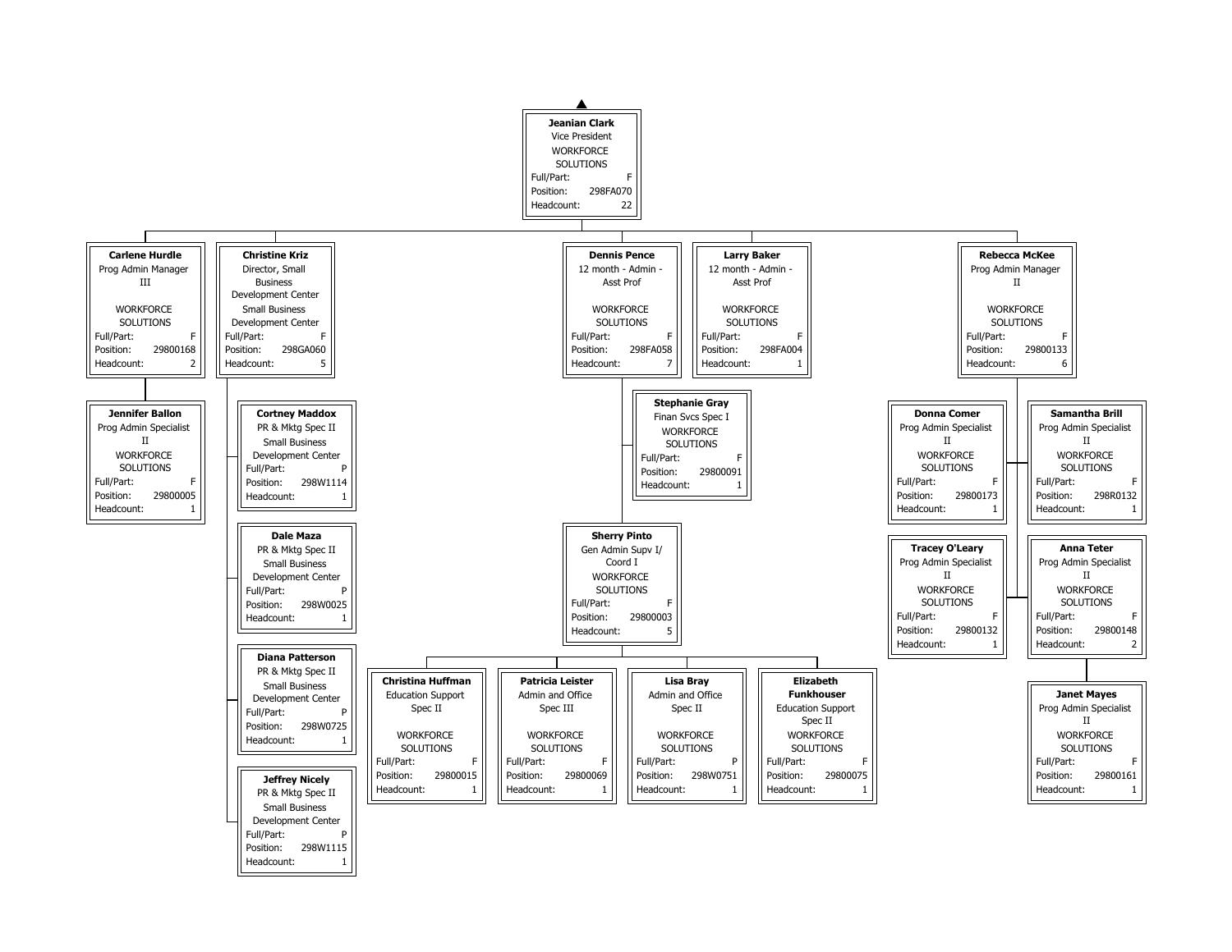**Jeanian Clark**
Vice President
WORKFORCE SOLUTIONS
Full/Part: F
Position: 298FA070
Headcount: 22

---

**Carlene Hurdle**
Prog Admin Manager III
WORKFORCE SOLUTIONS
Full/Part: F
Position: 29800168
Headcount: 2

- **Jennifer Ballon**
  Prog Admin Specialist II
  WORKFORCE SOLUTIONS
  Full/Part: F
  Position: 29800005
  Headcount: 1

---

**Christine Kriz**
Director, Small Business Development Center
Small Business Development Center
Full/Part: F
Position: 298GA060
Headcount: 5

- **Cortney Maddox**
  PR & Mktg Spec II
  Small Business Development Center
  Full/Part: P
  Position: 298W1114
  Headcount: 1

- **Dale Maza**
  PR & Mktg Spec II
  Small Business Development Center
  Full/Part: P
  Position: 298W0025
  Headcount: 1

- **Diana Patterson**
  PR & Mktg Spec II
  Small Business Development Center
  Full/Part: P
  Position: 298W0725
  Headcount: 1

- **Jeffrey Nicely**
  PR & Mktg Spec II
  Small Business Development Center
  Full/Part: P
  Position: 298W1115
  Headcount: 1

---

**Dennis Pence**
12 month - Admin - Asst Prof
WORKFORCE SOLUTIONS
Full/Part: F
Position: 298FA058
Headcount: 7

- **Stephanie Gray**
  Finan Svcs Spec I
  WORKFORCE SOLUTIONS
  Full/Part: F
  Position: 29800091
  Headcount: 1

- **Sherry Pinto**
  Gen Admin Supv I/ Coord I
  WORKFORCE SOLUTIONS
  Full/Part: F
  Position: 29800003
  Headcount: 5

  - **Christina Huffman**
    Education Support Spec II
    WORKFORCE SOLUTIONS
    Full/Part: F
    Position: 29800015
    Headcount: 1

  - **Patricia Leister**
    Admin and Office Spec III
    WORKFORCE SOLUTIONS
    Full/Part: F
    Position: 29800069
    Headcount: 1

  - **Lisa Bray**
    Admin and Office Spec II
    WORKFORCE SOLUTIONS
    Full/Part: P
    Position: 298W0751
    Headcount: 1

  - **Elizabeth Funkhouser**
    Education Support Spec II
    WORKFORCE SOLUTIONS
    Full/Part: F
    Position: 29800075
    Headcount: 1

---

**Larry Baker**
12 month - Admin - Asst Prof
WORKFORCE SOLUTIONS
Full/Part: F
Position: 298FA004
Headcount: 1

---

**Rebecca McKee**
Prog Admin Manager II
WORKFORCE SOLUTIONS
Full/Part: F
Position: 29800133
Headcount: 6

- **Donna Comer**
  Prog Admin Specialist II
  WORKFORCE SOLUTIONS
  Full/Part: F
  Position: 29800173
  Headcount: 1

- **Samantha Brill**
  Prog Admin Specialist II
  WORKFORCE SOLUTIONS
  Full/Part: F
  Position: 298R0132
  Headcount: 1

- **Tracey O'Leary**
  Prog Admin Specialist II
  WORKFORCE SOLUTIONS
  Full/Part: F
  Position: 29800132
  Headcount: 1

- **Anna Teter**
  Prog Admin Specialist II
  WORKFORCE SOLUTIONS
  Full/Part: F
  Position: 29800148
  Headcount: 2

  - **Janet Mayes**
    Prog Admin Specialist II
    WORKFORCE SOLUTIONS
    Full/Part: F
    Position: 29800161
    Headcount: 1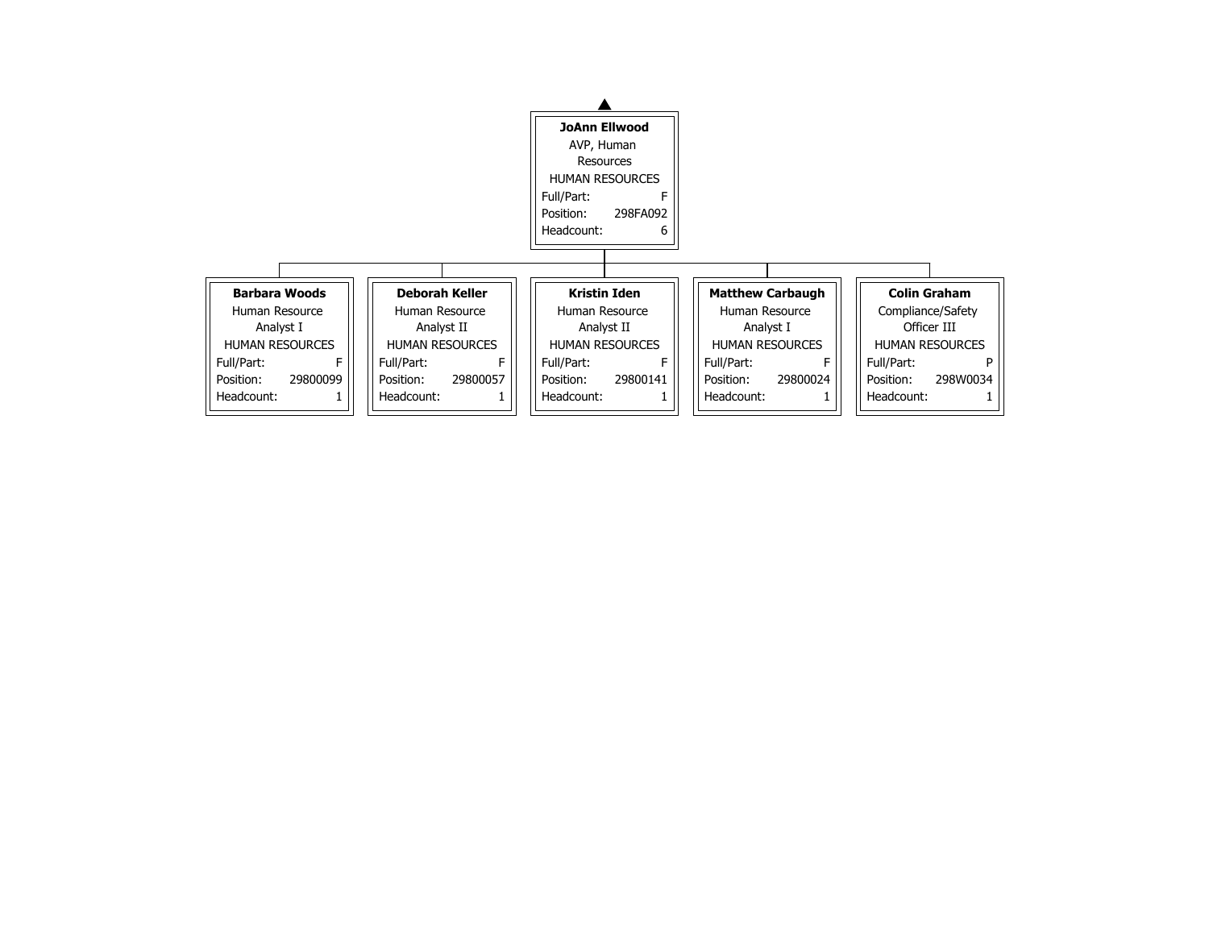**JoAnn Ellwood**
AVP, Human Resources
HUMAN RESOURCES

| Full/Part: | F |
|---|---|
| Position: | 298FA092 |
| Headcount: | 6 |

**Barbara Woods**
Human Resource Analyst I
HUMAN RESOURCES

| Full/Part: | F |
|---|---|
| Position: | 29800099 |
| Headcount: | 1 |

**Deborah Keller**
Human Resource Analyst II
HUMAN RESOURCES

| Full/Part: | F |
|---|---|
| Position: | 29800057 |
| Headcount: | 1 |

**Kristin Iden**
Human Resource Analyst II
HUMAN RESOURCES

| Full/Part: | F |
|---|---|
| Position: | 29800141 |
| Headcount: | 1 |

**Matthew Carbaugh**
Human Resource Analyst I
HUMAN RESOURCES

| Full/Part: | F |
|---|---|
| Position: | 29800024 |
| Headcount: | 1 |

**Colin Graham**
Compliance/Safety Officer III
HUMAN RESOURCES

| Full/Part: | P |
|---|---|
| Position: | 298W0034 |
| Headcount: | 1 |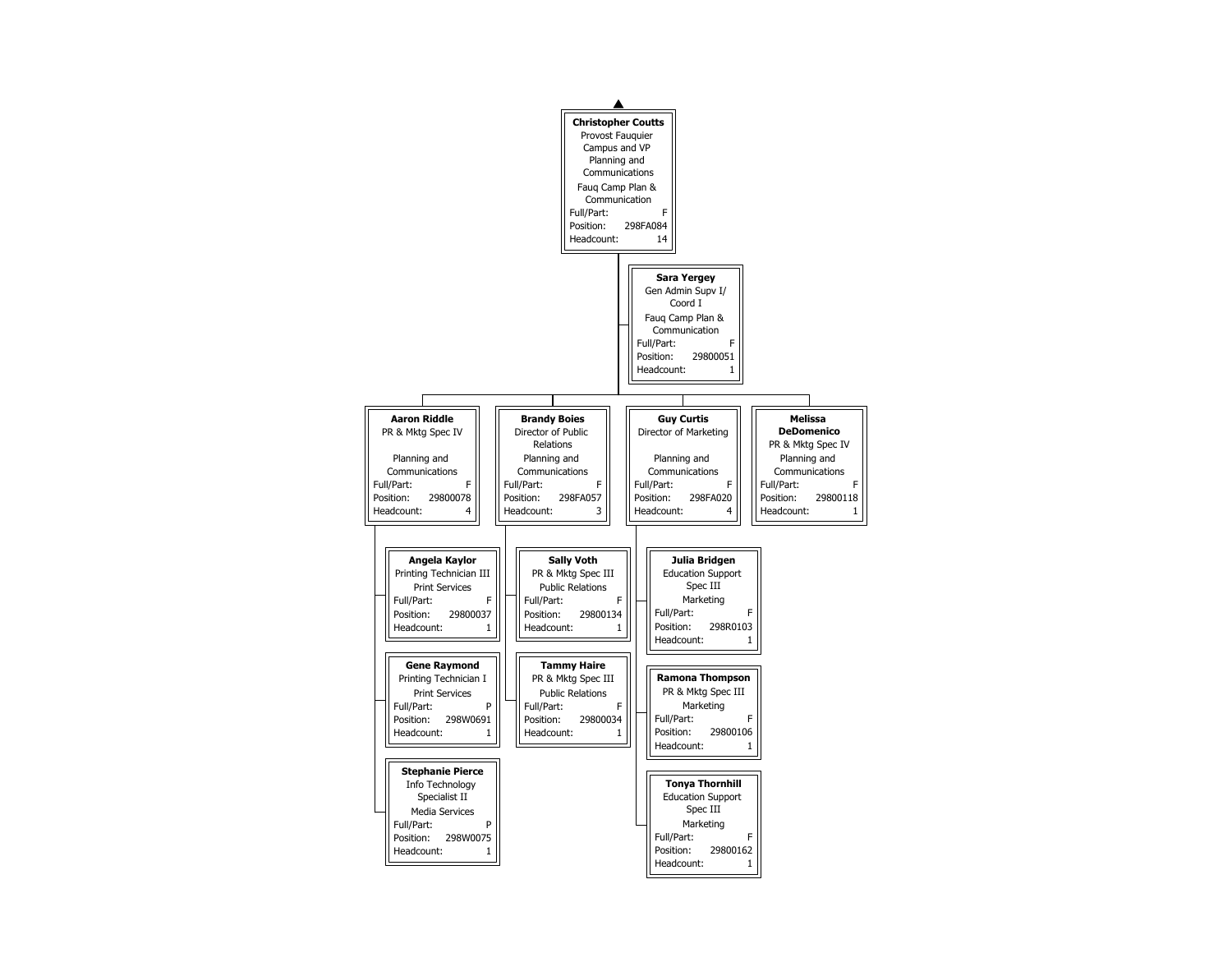**Christopher Coutts**
Provost Fauquier Campus and VP Planning and Communications
Fauq Camp Plan & Communication
Full/Part: F
Position: 298FA084
Headcount: 14

- **Sara Yergey**
  Gen Admin Supv I/ Coord I
  Fauq Camp Plan & Communication
  Full/Part: F
  Position: 29800051
  Headcount: 1

- **Aaron Riddle**
  PR & Mktg Spec IV
  Planning and Communications
  Full/Part: F
  Position: 29800078
  Headcount: 4
  - **Angela Kaylor**
    Printing Technician III
    Print Services
    Full/Part: F
    Position: 29800037
    Headcount: 1
  - **Gene Raymond**
    Printing Technician I
    Print Services
    Full/Part: P
    Position: 298W0691
    Headcount: 1
  - **Stephanie Pierce**
    Info Technology Specialist II
    Media Services
    Full/Part: P
    Position: 298W0075
    Headcount: 1

- **Brandy Boies**
  Director of Public Relations
  Planning and Communications
  Full/Part: F
  Position: 298FA057
  Headcount: 3
  - **Sally Voth**
    PR & Mktg Spec III
    Public Relations
    Full/Part: F
    Position: 29800134
    Headcount: 1
  - **Tammy Haire**
    PR & Mktg Spec III
    Public Relations
    Full/Part: F
    Position: 29800034
    Headcount: 1

- **Guy Curtis**
  Director of Marketing
  Planning and Communications
  Full/Part: F
  Position: 298FA020
  Headcount: 4
  - **Julia Bridgen**
    Education Support Spec III
    Marketing
    Full/Part: F
    Position: 298R0103
    Headcount: 1
  - **Ramona Thompson**
    PR & Mktg Spec III
    Marketing
    Full/Part: F
    Position: 29800106
    Headcount: 1
  - **Tonya Thornhill**
    Education Support Spec III
    Marketing
    Full/Part: F
    Position: 29800162
    Headcount: 1

- **Melissa DeDomenico**
  PR & Mktg Spec IV
  Planning and Communications
  Full/Part: F
  Position: 29800118
  Headcount: 1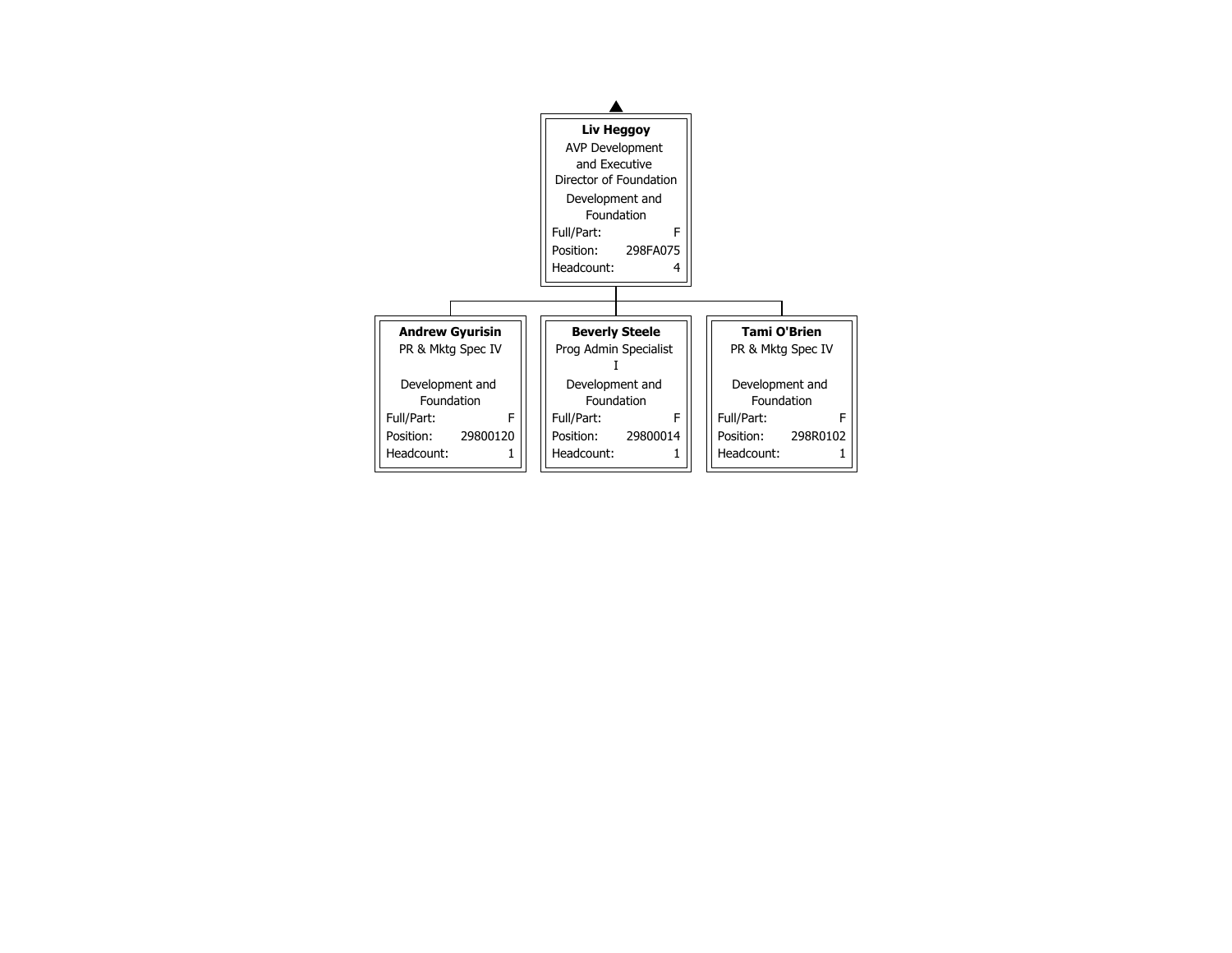**Liv Heggoy**
AVP Development and Executive Director of Foundation
Development and Foundation

| Full/Part: | F |
|---|---|
| Position: | 298FA075 |
| Headcount: | 4 |

---

**Andrew Gyurisin**
PR & Mktg Spec IV
Development and Foundation

| Full/Part: | F |
|---|---|
| Position: | 29800120 |
| Headcount: | 1 |

**Beverly Steele**
Prog Admin Specialist I
Development and Foundation

| Full/Part: | F |
|---|---|
| Position: | 29800014 |
| Headcount: | 1 |

**Tami O'Brien**
PR & Mktg Spec IV
Development and Foundation

| Full/Part: | F |
|---|---|
| Position: | 298R0102 |
| Headcount: | 1 |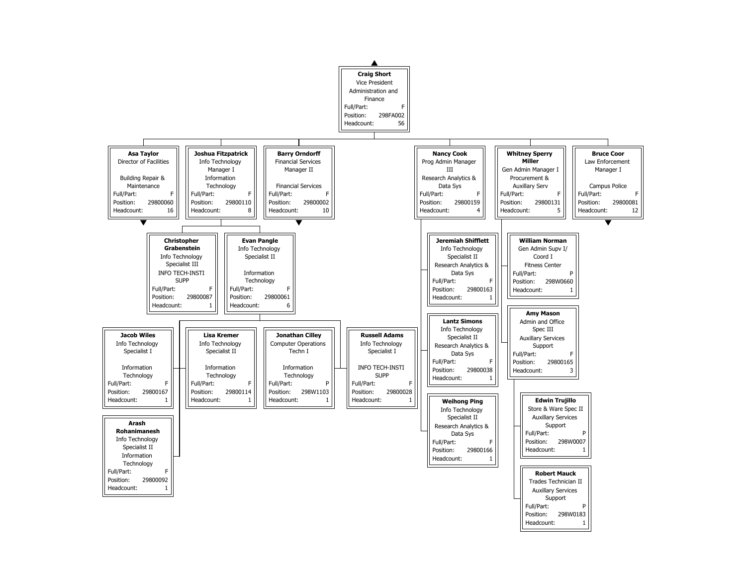## Craig Short
Vice President
Administration and Finance
Full/Part: F
Position: 298FA002
Headcount: 56

### Asa Taylor
Director of Facilities
Building Repair & Maintenance
Full/Part: F
Position: 29800060
Headcount: 16

### Joshua Fitzpatrick
Info Technology Manager I
Information Technology
Full/Part: F
Position: 29800110
Headcount: 8

- **Christopher Grabenstein**
  Info Technology Specialist III
  INFO TECH-INSTI SUPP
  Full/Part: F
  Position: 29800087
  Headcount: 1

- **Evan Pangle**
  Info Technology Specialist II
  Information Technology
  Full/Part: F
  Position: 29800061
  Headcount: 6

  - **Jacob Wiles**
    Info Technology Specialist I
    Information Technology
    Full/Part: F
    Position: 29800167
    Headcount: 1

  - **Arash Rohanimanesh**
    Info Technology Specialist II
    Information Technology
    Full/Part: F
    Position: 29800092
    Headcount: 1

  - **Lisa Kremer**
    Info Technology Specialist II
    Information Technology
    Full/Part: F
    Position: 29800114
    Headcount: 1

  - **Jonathan Cilley**
    Computer Operations Techn I
    Information Technology
    Full/Part: P
    Position: 298W1103
    Headcount: 1

  - **Russell Adams**
    Info Technology Specialist I
    INFO TECH-INSTI SUPP
    Full/Part: F
    Position: 29800028
    Headcount: 1

### Barry Orndorff
Financial Services Manager II
Financial Services
Full/Part: F
Position: 29800002
Headcount: 10

### Nancy Cook
Prog Admin Manager III
Research Analytics & Data Sys
Full/Part: F
Position: 29800159
Headcount: 4

- **Jeremiah Shifflett**
  Info Technology Specialist II
  Research Analytics & Data Sys
  Full/Part: F
  Position: 29800163
  Headcount: 1

- **Lantz Simons**
  Info Technology Specialist II
  Research Analytics & Data Sys
  Full/Part: F
  Position: 29800038
  Headcount: 1

- **Weihong Ping**
  Info Technology Specialist II
  Research Analytics & Data Sys
  Full/Part: F
  Position: 29800166
  Headcount: 1

### Whitney Sperry Miller
Gen Admin Manager I
Procurement & Auxillary Serv
Full/Part: F
Position: 29800131
Headcount: 5

- **William Norman**
  Gen Admin Supv I/ Coord I
  Fitness Center
  Full/Part: P
  Position: 298W0660
  Headcount: 1

- **Amy Mason**
  Admin and Office Spec III
  Auxillary Services Support
  Full/Part: F
  Position: 29800165
  Headcount: 3

  - **Edwin Trujillo**
    Store & Ware Spec II
    Auxillary Services Support
    Full/Part: P
    Position: 298W0007
    Headcount: 1

  - **Robert Mauck**
    Trades Technician II
    Auxillary Services Support
    Full/Part: P
    Position: 298W0183
    Headcount: 1

### Bruce Coor
Law Enforcement Manager I
Campus Police
Full/Part: F
Position: 29800081
Headcount: 12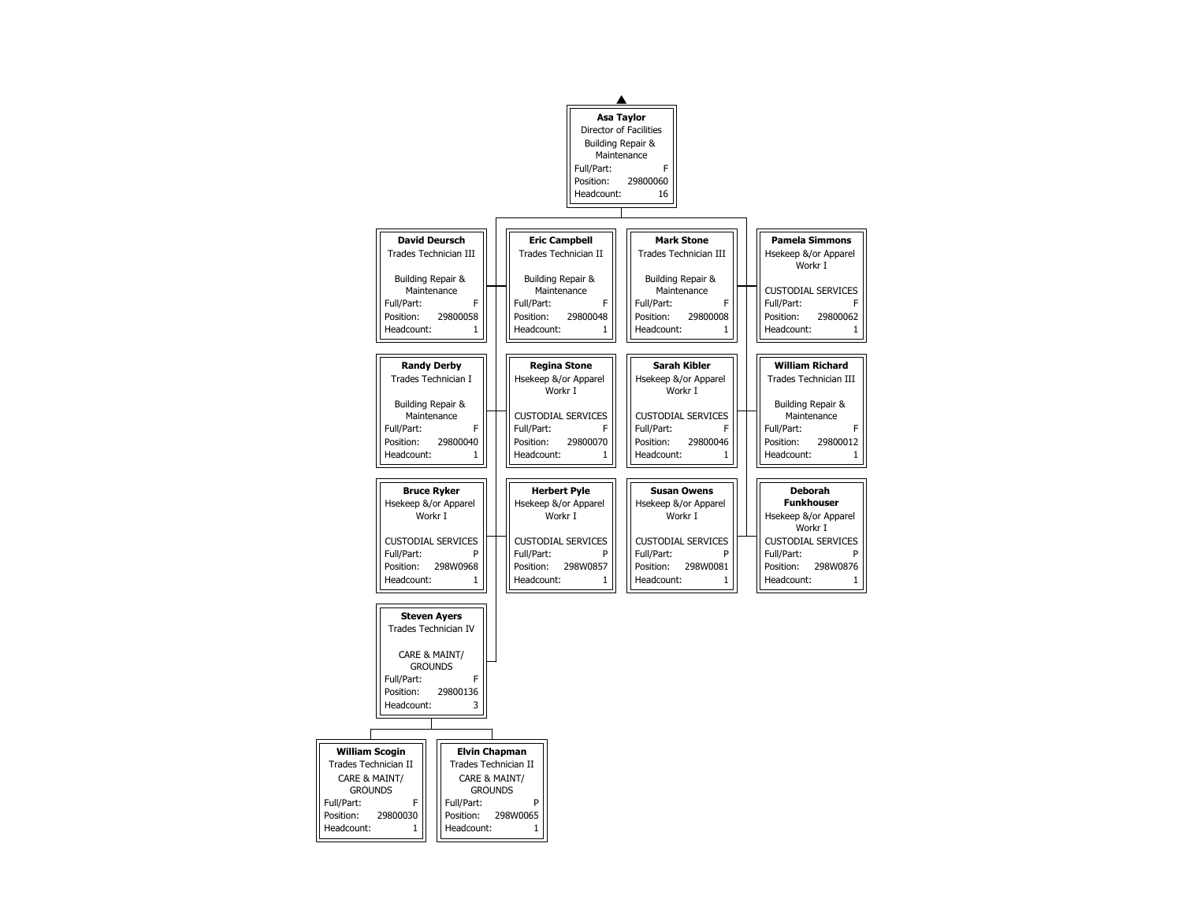**Asa Taylor**
Director of Facilities
Building Repair & Maintenance
Full/Part: F
Position: 29800060
Headcount: 16

| Name | Title | Department | Full/Part | Position | Headcount |
|---|---|---|---|---|---|
| **David Deursch** | Trades Technician III | Building Repair & Maintenance | F | 29800058 | 1 |
| **Eric Campbell** | Trades Technician II | Building Repair & Maintenance | F | 29800048 | 1 |
| **Mark Stone** | Trades Technician III | Building Repair & Maintenance | F | 29800008 | 1 |
| **Pamela Simmons** | Hsekeep &/or Apparel Workr I | CUSTODIAL SERVICES | F | 29800062 | 1 |
| **Randy Derby** | Trades Technician I | Building Repair & Maintenance | F | 29800040 | 1 |
| **Regina Stone** | Hsekeep &/or Apparel Workr I | CUSTODIAL SERVICES | F | 29800070 | 1 |
| **Sarah Kibler** | Hsekeep &/or Apparel Workr I | CUSTODIAL SERVICES | F | 29800046 | 1 |
| **William Richard** | Trades Technician III | Building Repair & Maintenance | F | 29800012 | 1 |
| **Bruce Ryker** | Hsekeep &/or Apparel Workr I | CUSTODIAL SERVICES | P | 298W0968 | 1 |
| **Herbert Pyle** | Hsekeep &/or Apparel Workr I | CUSTODIAL SERVICES | P | 298W0857 | 1 |
| **Susan Owens** | Hsekeep &/or Apparel Workr I | CUSTODIAL SERVICES | P | 298W0081 | 1 |
| **Deborah Funkhouser** | Hsekeep &/or Apparel Workr I | CUSTODIAL SERVICES | P | 298W0876 | 1 |
| **Steven Ayers** | Trades Technician IV | CARE & MAINT/ GROUNDS | F | 29800136 | 3 |

Reporting to Steven Ayers:

| Name | Title | Department | Full/Part | Position | Headcount |
|---|---|---|---|---|---|
| **William Scogin** | Trades Technician II | CARE & MAINT/ GROUNDS | F | 29800030 | 1 |
| **Elvin Chapman** | Trades Technician II | CARE & MAINT/ GROUNDS | P | 298W0065 | 1 |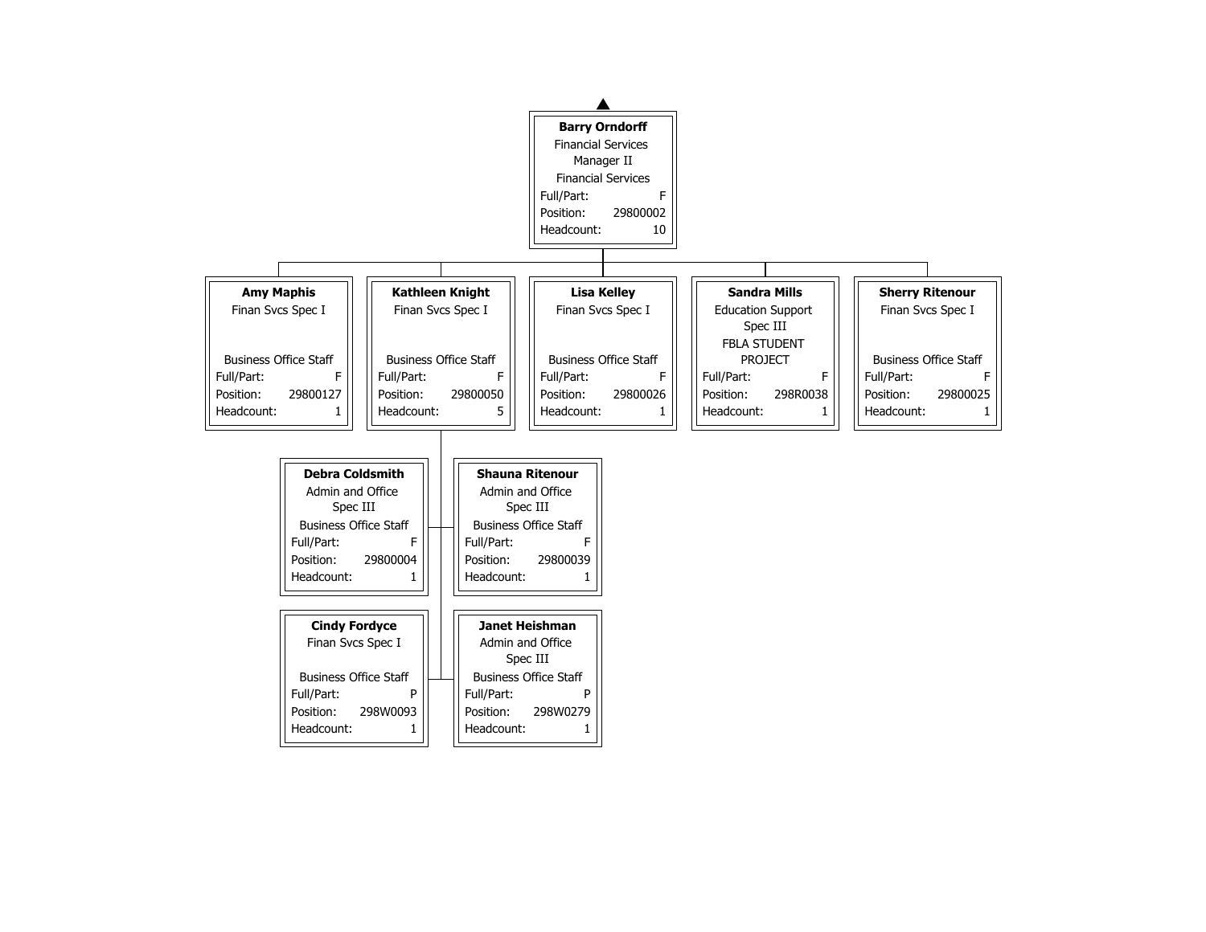**Barry Orndorff**
Financial Services Manager II
Financial Services
Full/Part: F
Position: 29800002
Headcount: 10

---

**Amy Maphis**
Finan Svcs Spec I
Business Office Staff
Full/Part: F
Position: 29800127
Headcount: 1

**Kathleen Knight**
Finan Svcs Spec I
Business Office Staff
Full/Part: F
Position: 29800050
Headcount: 5

**Lisa Kelley**
Finan Svcs Spec I
Business Office Staff
Full/Part: F
Position: 29800026
Headcount: 1

**Sandra Mills**
Education Support Spec III
FBLA STUDENT PROJECT
Full/Part: F
Position: 298R0038
Headcount: 1

**Sherry Ritenour**
Finan Svcs Spec I
Business Office Staff
Full/Part: F
Position: 29800025
Headcount: 1

---

**Debra Coldsmith**
Admin and Office Spec III
Business Office Staff
Full/Part: F
Position: 29800004
Headcount: 1

**Shauna Ritenour**
Admin and Office Spec III
Business Office Staff
Full/Part: F
Position: 29800039
Headcount: 1

**Cindy Fordyce**
Finan Svcs Spec I
Business Office Staff
Full/Part: P
Position: 298W0093
Headcount: 1

**Janet Heishman**
Admin and Office Spec III
Business Office Staff
Full/Part: P
Position: 298W0279
Headcount: 1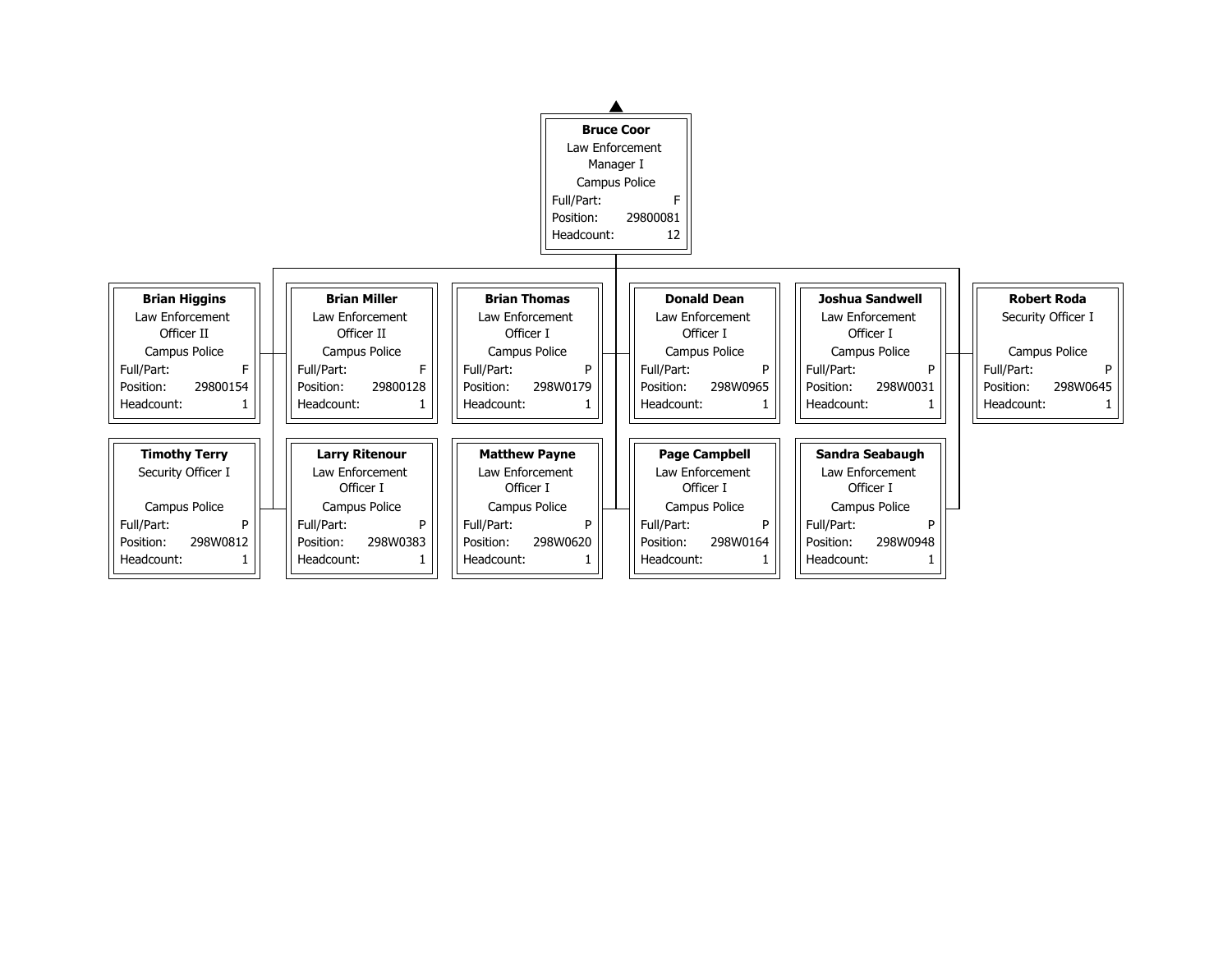**Bruce Coor**
Law Enforcement Manager I
Campus Police
Full/Part: F
Position: 29800081
Headcount: 12

| Name | Title | Department | Full/Part | Position | Headcount |
| --- | --- | --- | --- | --- | --- |
| **Brian Higgins** | Law Enforcement Officer II | Campus Police | F | 29800154 | 1 |
| **Brian Miller** | Law Enforcement Officer II | Campus Police | F | 29800128 | 1 |
| **Brian Thomas** | Law Enforcement Officer I | Campus Police | P | 298W0179 | 1 |
| **Donald Dean** | Law Enforcement Officer I | Campus Police | P | 298W0965 | 1 |
| **Joshua Sandwell** | Law Enforcement Officer I | Campus Police | P | 298W0031 | 1 |
| **Robert Roda** | Security Officer I | Campus Police | P | 298W0645 | 1 |
| **Timothy Terry** | Security Officer I | Campus Police | P | 298W0812 | 1 |
| **Larry Ritenour** | Law Enforcement Officer I | Campus Police | P | 298W0383 | 1 |
| **Matthew Payne** | Law Enforcement Officer I | Campus Police | P | 298W0620 | 1 |
| **Page Campbell** | Law Enforcement Officer I | Campus Police | P | 298W0164 | 1 |
| **Sandra Seabaugh** | Law Enforcement Officer I | Campus Police | P | 298W0948 | 1 |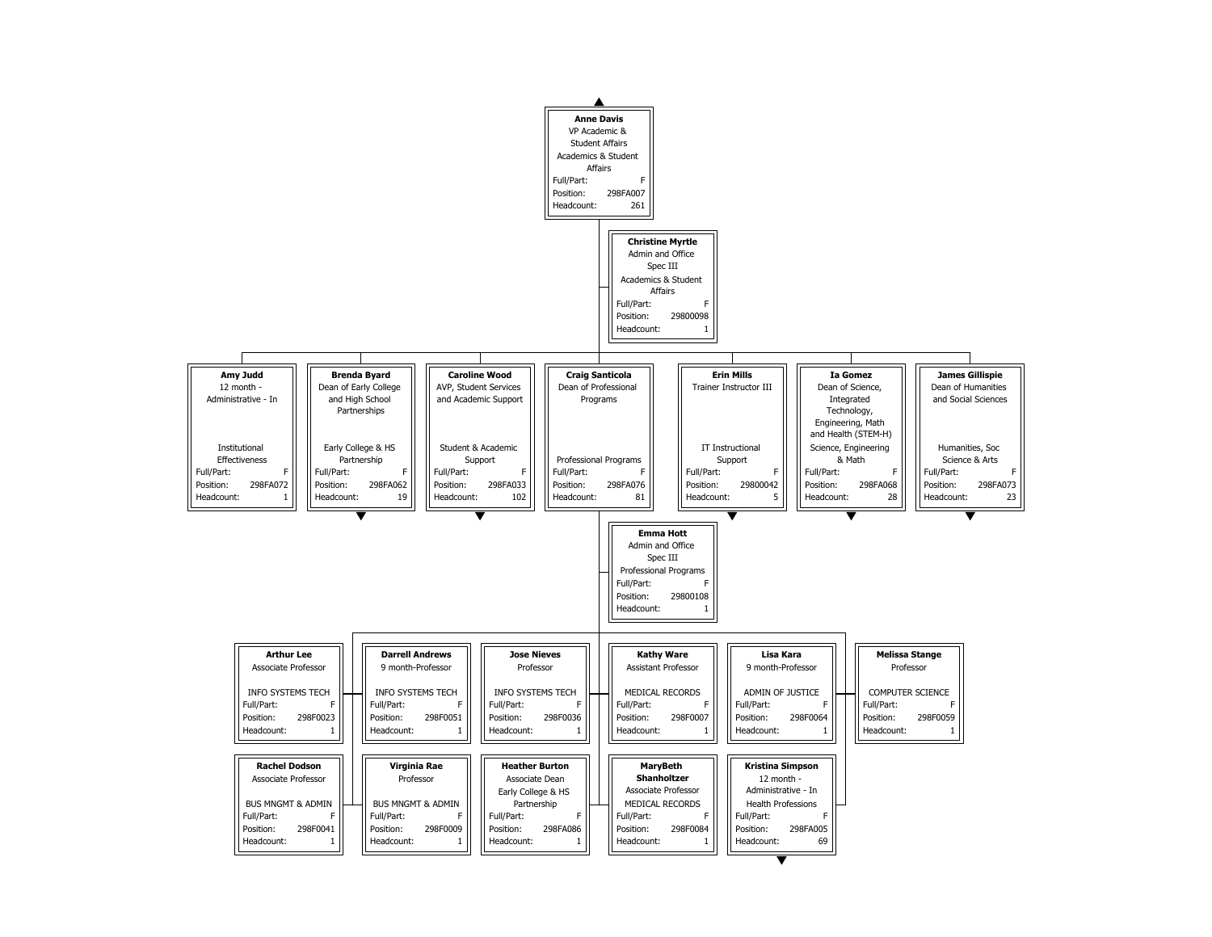**Anne Davis**
VP Academic & Student Affairs
Academics & Student Affairs
Full/Part: F
Position: 298FA007
Headcount: 261

**Christine Myrtle**
Admin and Office Spec III
Academics & Student Affairs
Full/Part: F
Position: 29800098
Headcount: 1

| Name | Title | Department | Full/Part | Position | Headcount |
|---|---|---|---|---|---|
| **Amy Judd** | 12 month - Administrative - In | Institutional Effectiveness | F | 298FA072 | 1 |
| **Brenda Byard** | Dean of Early College and High School Partnerships | Early College & HS Partnership | F | 298FA062 | 19 |
| **Caroline Wood** | AVP, Student Services and Academic Support | Student & Academic Support | F | 298FA033 | 102 |
| **Craig Santicola** | Dean of Professional Programs | Professional Programs | F | 298FA076 | 81 |
| **Erin Mills** | Trainer Instructor III | IT Instructional Support | F | 29800042 | 5 |
| **Ia Gomez** | Dean of Science, Integrated Technology, Engineering, Math and Health (STEM-H) | Science, Engineering & Math | F | 298FA068 | 28 |
| **James Gillispie** | Dean of Humanities and Social Sciences | Humanities, Soc Science & Arts | F | 298FA073 | 23 |

**Reporting to Craig Santicola:**

**Emma Hott**
Admin and Office Spec III
Professional Programs
Full/Part: F
Position: 29800108
Headcount: 1

| Name | Title | Department | Full/Part | Position | Headcount |
|---|---|---|---|---|---|
| **Arthur Lee** | Associate Professor | INFO SYSTEMS TECH | F | 298F0023 | 1 |
| **Darrell Andrews** | 9 month-Professor | INFO SYSTEMS TECH | F | 298F0051 | 1 |
| **Jose Nieves** | Professor | INFO SYSTEMS TECH | F | 298F0036 | 1 |
| **Kathy Ware** | Assistant Professor | MEDICAL RECORDS | F | 298F0007 | 1 |
| **Lisa Kara** | 9 month-Professor | ADMIN OF JUSTICE | F | 298F0064 | 1 |
| **Melissa Stange** | Professor | COMPUTER SCIENCE | F | 298F0059 | 1 |
| **Rachel Dodson** | Associate Professor | BUS MNGMT & ADMIN | F | 298F0041 | 1 |
| **Virginia Rae** | Professor | BUS MNGMT & ADMIN | F | 298F0009 | 1 |
| **Heather Burton** | Associate Dean | Early College & HS Partnership | F | 298FA086 | 1 |
| **MaryBeth Shanholtzer** | Associate Professor | MEDICAL RECORDS | F | 298F0084 | 1 |
| **Kristina Simpson** | 12 month - Administrative - In | Health Professions | F | 298FA005 | 69 |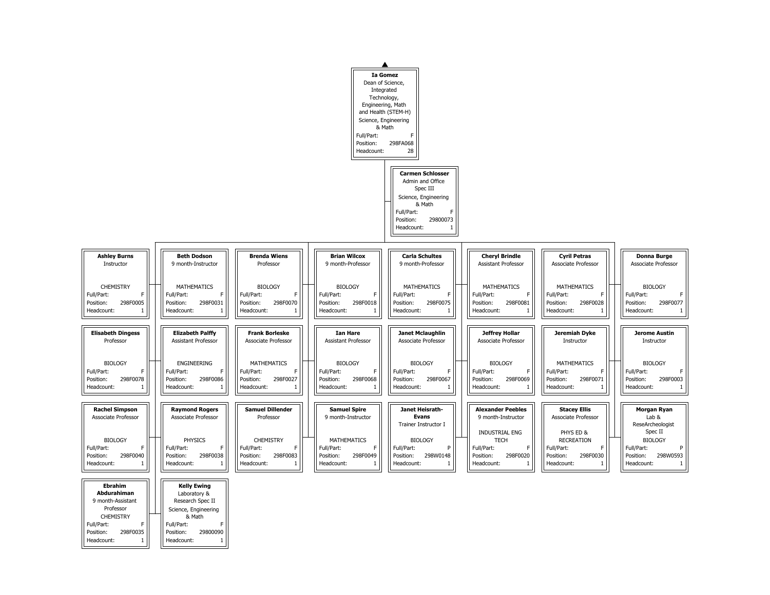**Ia Gomez**
Dean of Science, Integrated Technology, Engineering, Math and Health (STEM-H)
Science, Engineering & Math
Full/Part: F
Position: 298FA068
Headcount: 28

**Carmen Schlosser**
Admin and Office Spec III
Science, Engineering & Math
Full/Part: F
Position: 29800073
Headcount: 1

| Name | Title | Department | Full/Part | Position | Headcount |
|---|---|---|---|---|---|
| **Ashley Burns** | Instructor | CHEMISTRY | F | 298F0005 | 1 |
| **Elisabeth Dingess** | Professor | BIOLOGY | F | 298F0078 | 1 |
| **Rachel Simpson** | Associate Professor | BIOLOGY | F | 298F0040 | 1 |
| **Ebrahim Abdurahiman** | 9 month-Assistant Professor | CHEMISTRY | F | 298F0035 | 1 |
| **Beth Dodson** | 9 month-Instructor | MATHEMATICS | F | 298F0031 | 1 |
| **Elizabeth Palffy** | Assistant Professor | ENGINEERING | F | 298F0086 | 1 |
| **Raymond Rogers** | Associate Professor | PHYSICS | F | 298F0038 | 1 |
| **Kelly Ewing** | Laboratory & Research Spec II | Science, Engineering & Math | F | 29800090 | 1 |
| **Brenda Wiens** | Professor | BIOLOGY | F | 298F0070 | 1 |
| **Frank Borleske** | Associate Professor | MATHEMATICS | F | 298F0027 | 1 |
| **Samuel Dillender** | Professor | CHEMISTRY | F | 298F0083 | 1 |
| **Brian Wilcox** | 9 month-Professor | BIOLOGY | F | 298F0018 | 1 |
| **Ian Hare** | Assistant Professor | BIOLOGY | F | 298F0068 | 1 |
| **Samuel Spire** | 9 month-Instructor | MATHEMATICS | F | 298F0049 | 1 |
| **Carla Schultes** | 9 month-Professor | MATHEMATICS | F | 298F0075 | 1 |
| **Janet Mclaughlin** | Associate Professor | BIOLOGY | F | 298F0067 | 1 |
| **Janet Heisrath-Evans** | Trainer Instructor I | BIOLOGY | P | 298W0148 | 1 |
| **Cheryl Brindle** | Assistant Professor | MATHEMATICS | F | 298F0081 | 1 |
| **Jeffrey Hollar** | Associate Professor | BIOLOGY | F | 298F0069 | 1 |
| **Alexander Peebles** | 9 month-Instructor | INDUSTRIAL ENG TECH | F | 298F0020 | 1 |
| **Cyril Petras** | Associate Professor | MATHEMATICS | F | 298F0028 | 1 |
| **Jeremiah Dyke** | Instructor | MATHEMATICS | F | 298F0071 | 1 |
| **Stacey Ellis** | Associate Professor | PHYS ED & RECREATION | F | 298F0030 | 1 |
| **Donna Burge** | Associate Professor | BIOLOGY | F | 298F0077 | 1 |
| **Jerome Austin** | Instructor | BIOLOGY | F | 298F0003 | 1 |
| **Morgan Ryan** | Lab & ReseArcheologist Spec II | BIOLOGY | P | 298W0593 | 1 |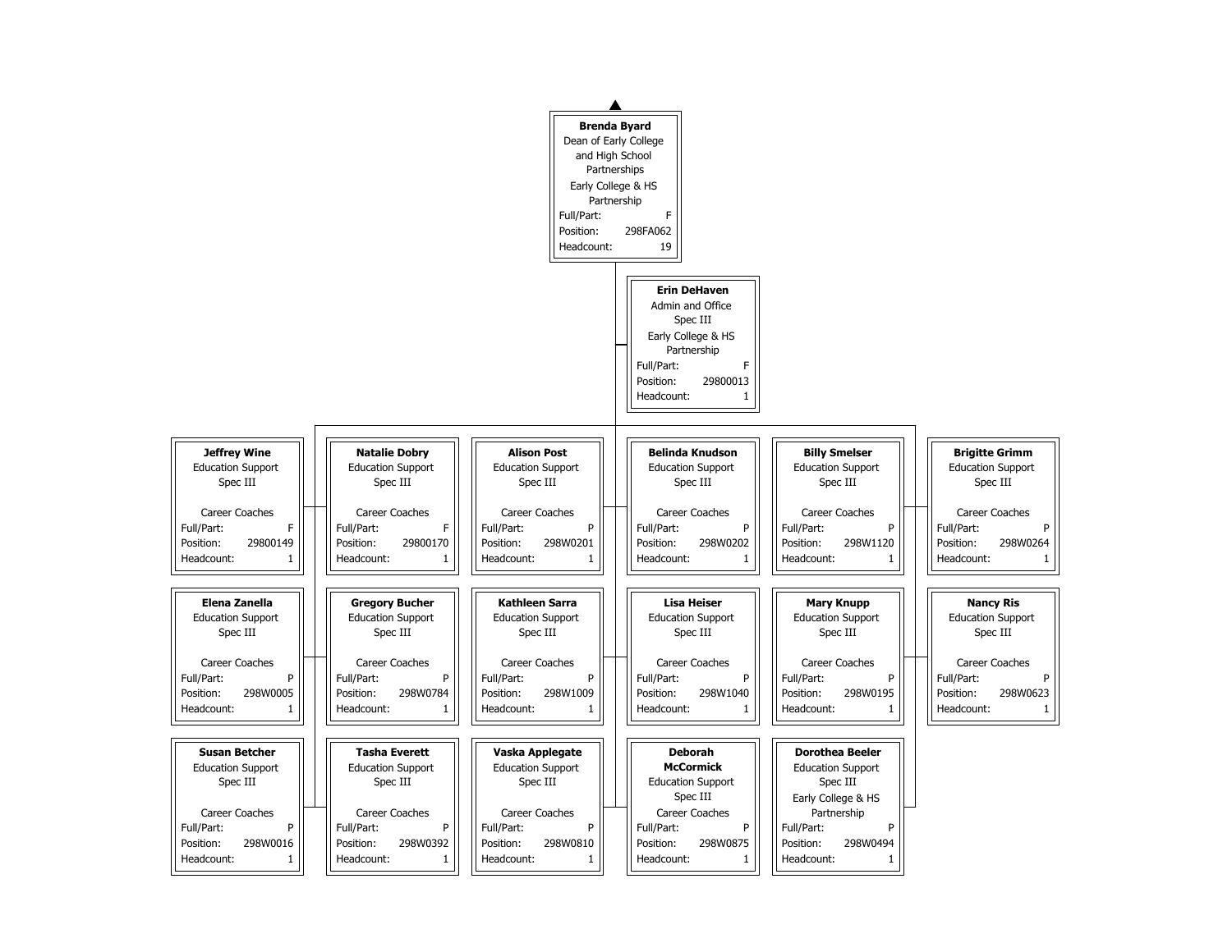**Brenda Byard**
Dean of Early College and High School Partnerships
Early College & HS Partnership
Full/Part: F
Position: 298FA062
Headcount: 19

**Erin DeHaven**
Admin and Office Spec III
Early College & HS Partnership
Full/Part: F
Position: 29800013
Headcount: 1

| Name | Title | Department | Full/Part | Position | Headcount |
|---|---|---|---|---|---|
| **Jeffrey Wine** | Education Support Spec III | Career Coaches | F | 29800149 | 1 |
| **Natalie Dobry** | Education Support Spec III | Career Coaches | F | 29800170 | 1 |
| **Alison Post** | Education Support Spec III | Career Coaches | P | 298W0201 | 1 |
| **Belinda Knudson** | Education Support Spec III | Career Coaches | P | 298W0202 | 1 |
| **Billy Smelser** | Education Support Spec III | Career Coaches | P | 298W1120 | 1 |
| **Brigitte Grimm** | Education Support Spec III | Career Coaches | P | 298W0264 | 1 |
| **Elena Zanella** | Education Support Spec III | Career Coaches | P | 298W0005 | 1 |
| **Gregory Bucher** | Education Support Spec III | Career Coaches | P | 298W0784 | 1 |
| **Kathleen Sarra** | Education Support Spec III | Career Coaches | P | 298W1009 | 1 |
| **Lisa Heiser** | Education Support Spec III | Career Coaches | P | 298W1040 | 1 |
| **Mary Knupp** | Education Support Spec III | Career Coaches | P | 298W0195 | 1 |
| **Nancy Ris** | Education Support Spec III | Career Coaches | P | 298W0623 | 1 |
| **Susan Betcher** | Education Support Spec III | Career Coaches | P | 298W0016 | 1 |
| **Tasha Everett** | Education Support Spec III | Career Coaches | P | 298W0392 | 1 |
| **Vaska Applegate** | Education Support Spec III | Career Coaches | P | 298W0810 | 1 |
| **Deborah McCormick** | Education Support Spec III | Career Coaches | P | 298W0875 | 1 |
| **Dorothea Beeler** | Education Support Spec III | Early College & HS Partnership | P | 298W0494 | 1 |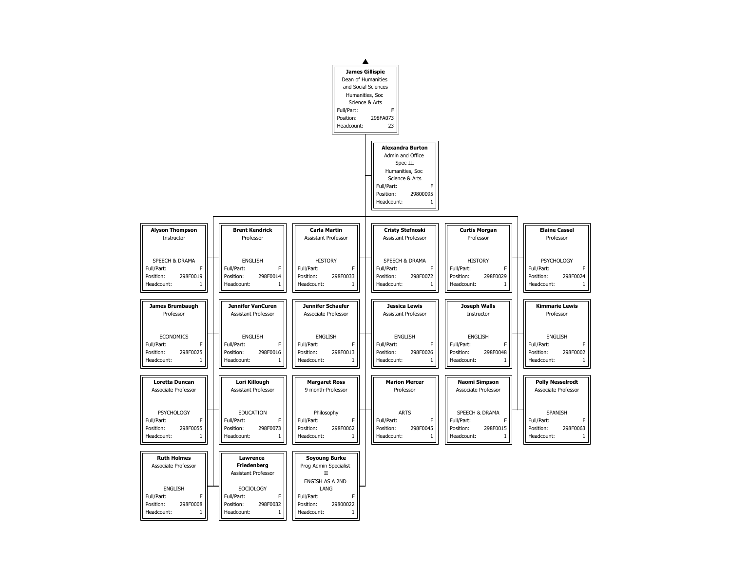**James Gillispie**
Dean of Humanities and Social Sciences
Humanities, Soc Science & Arts
Full/Part: F
Position: 298FA073
Headcount: 23

**Alexandra Burton**
Admin and Office Spec III
Humanities, Soc Science & Arts
Full/Part: F
Position: 29800095
Headcount: 1

| Name | Title | Department | Full/Part | Position | Headcount |
|---|---|---|---|---|---|
| **Alyson Thompson** | Instructor | SPEECH & DRAMA | F | 298F0019 | 1 |
| **Brent Kendrick** | Professor | ENGLISH | F | 298F0014 | 1 |
| **Carla Martin** | Assistant Professor | HISTORY | F | 298F0033 | 1 |
| **Cristy Stefnoski** | Assistant Professor | SPEECH & DRAMA | F | 298F0072 | 1 |
| **Curtis Morgan** | Professor | HISTORY | F | 298F0029 | 1 |
| **Elaine Cassel** | Professor | PSYCHOLOGY | F | 298F0024 | 1 |
| **James Brumbaugh** | Professor | ECONOMICS | F | 298F0025 | 1 |
| **Jennifer VanCuren** | Assistant Professor | ENGLISH | F | 298F0016 | 1 |
| **Jennifer Schaefer** | Associate Professor | ENGLISH | F | 298F0013 | 1 |
| **Jessica Lewis** | Assistant Professor | ENGLISH | F | 298F0026 | 1 |
| **Joseph Walls** | Instructor | ENGLISH | F | 298F0048 | 1 |
| **Kimmarie Lewis** | Professor | ENGLISH | F | 298F0002 | 1 |
| **Loretta Duncan** | Associate Professor | PSYCHOLOGY | F | 298F0055 | 1 |
| **Lori Killough** | Assistant Professor | EDUCATION | F | 298F0073 | 1 |
| **Margaret Ross** | 9 month-Professor | Philosophy | F | 298F0062 | 1 |
| **Marion Mercer** | Professor | ARTS | F | 298F0045 | 1 |
| **Naomi Simpson** | Associate Professor | SPEECH & DRAMA | F | 298F0015 | 1 |
| **Polly Nesselrodt** | Associate Professor | SPANISH | F | 298F0063 | 1 |
| **Ruth Holmes** | Associate Professor | ENGLISH | F | 298F0008 | 1 |
| **Lawrence Friedenberg** | Assistant Professor | SOCIOLOGY | F | 298F0032 | 1 |
| **Soyoung Burke** | Prog Admin Specialist II | ENGISH AS A 2ND LANG | F | 29800022 | 1 |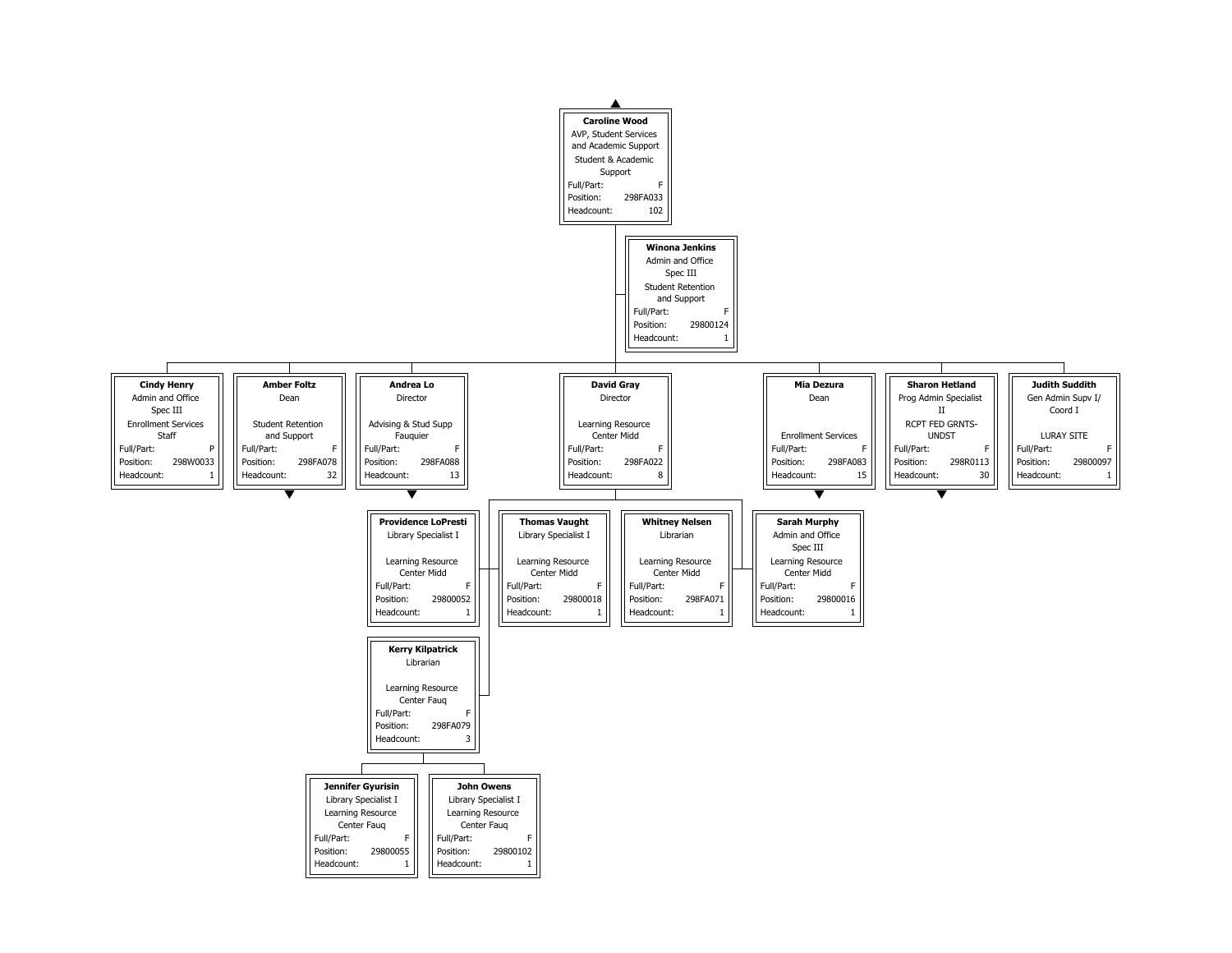**Caroline Wood**
AVP, Student Services and Academic Support
Student & Academic Support
Full/Part: F
Position: 298FA033
Headcount: 102

**Winona Jenkins**
Admin and Office Spec III
Student Retention and Support
Full/Part: F
Position: 29800124
Headcount: 1

**Cindy Henry**
Admin and Office Spec III
Enrollment Services Staff
Full/Part: P
Position: 298W0033
Headcount: 1

**Amber Foltz**
Dean
Student Retention and Support
Full/Part: F
Position: 298FA078
Headcount: 32

**Andrea Lo**
Director
Advising & Stud Supp Fauquier
Full/Part: F
Position: 298FA088
Headcount: 13

**David Gray**
Director
Learning Resource Center Midd
Full/Part: F
Position: 298FA022
Headcount: 8

**Mia Dezura**
Dean
Enrollment Services
Full/Part: F
Position: 298FA083
Headcount: 15

**Sharon Hetland**
Prog Admin Specialist II
RCPT FED GRNTS-UNDST
Full/Part: F
Position: 298R0113
Headcount: 30

**Judith Suddith**
Gen Admin Supv I/ Coord I
LURAY SITE
Full/Part: F
Position: 29800097
Headcount: 1

**Providence LoPresti**
Library Specialist I
Learning Resource Center Midd
Full/Part: F
Position: 29800052
Headcount: 1

**Thomas Vaught**
Library Specialist I
Learning Resource Center Midd
Full/Part: F
Position: 29800018
Headcount: 1

**Whitney Nelsen**
Librarian
Learning Resource Center Midd
Full/Part: F
Position: 298FA071
Headcount: 1

**Sarah Murphy**
Admin and Office Spec III
Learning Resource Center Midd
Full/Part: F
Position: 29800016
Headcount: 1

**Kerry Kilpatrick**
Librarian
Learning Resource Center Fauq
Full/Part: F
Position: 298FA079
Headcount: 3

**Jennifer Gyurisin**
Library Specialist I
Learning Resource Center Fauq
Full/Part: F
Position: 29800055
Headcount: 1

**John Owens**
Library Specialist I
Learning Resource Center Fauq
Full/Part: F
Position: 29800102
Headcount: 1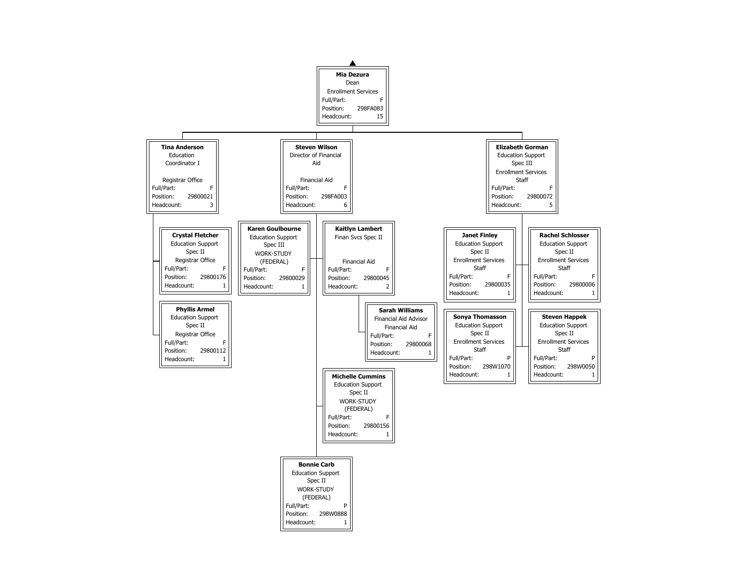**Mia Dezura**
Dean
Enrollment Services
Full/Part: F
Position: 298FA083
Headcount: 15

- **Tina Anderson**
  Education Coordinator I
  Registrar Office
  Full/Part: F
  Position: 29800021
  Headcount: 3
  - **Crystal Fletcher**
    Education Support Spec II
    Registrar Office
    Full/Part: F
    Position: 29800176
    Headcount: 1
  - **Phyllis Armel**
    Education Support Spec II
    Registrar Office
    Full/Part: F
    Position: 29800112
    Headcount: 1

- **Steven Wilson**
  Director of Financial Aid
  Financial Aid
  Full/Part: F
  Position: 298FA003
  Headcount: 6
  - **Karen Goulbourne**
    Education Support Spec III
    WORK-STUDY (FEDERAL)
    Full/Part: F
    Position: 29800029
    Headcount: 1
  - **Kaitlyn Lambert**
    Finan Svcs Spec II
    Financial Aid
    Full/Part: F
    Position: 29800045
    Headcount: 2
    - **Sarah Williams**
      Financial Aid Advisor
      Financial Aid
      Full/Part: F
      Position: 29800068
      Headcount: 1
  - **Michelle Cummins**
    Education Support Spec II
    WORK-STUDY (FEDERAL)
    Full/Part: F
    Position: 29800156
    Headcount: 1
  - **Bonnie Carb**
    Education Support Spec II
    WORK-STUDY (FEDERAL)
    Full/Part: P
    Position: 298W0888
    Headcount: 1

- **Elizabeth Gorman**
  Education Support Spec III
  Enrollment Services Staff
  Full/Part: F
  Position: 29800072
  Headcount: 5
  - **Janet Finley**
    Education Support Spec II
    Enrollment Services Staff
    Full/Part: F
    Position: 29800035
    Headcount: 1
  - **Rachel Schlosser**
    Education Support Spec II
    Enrollment Services Staff
    Full/Part: F
    Position: 29800006
    Headcount: 1
  - **Sonya Thomasson**
    Education Support Spec II
    Enrollment Services Staff
    Full/Part: P
    Position: 298W1070
    Headcount: 1
  - **Steven Happek**
    Education Support Spec II
    Enrollment Services Staff
    Full/Part: P
    Position: 298W0050
    Headcount: 1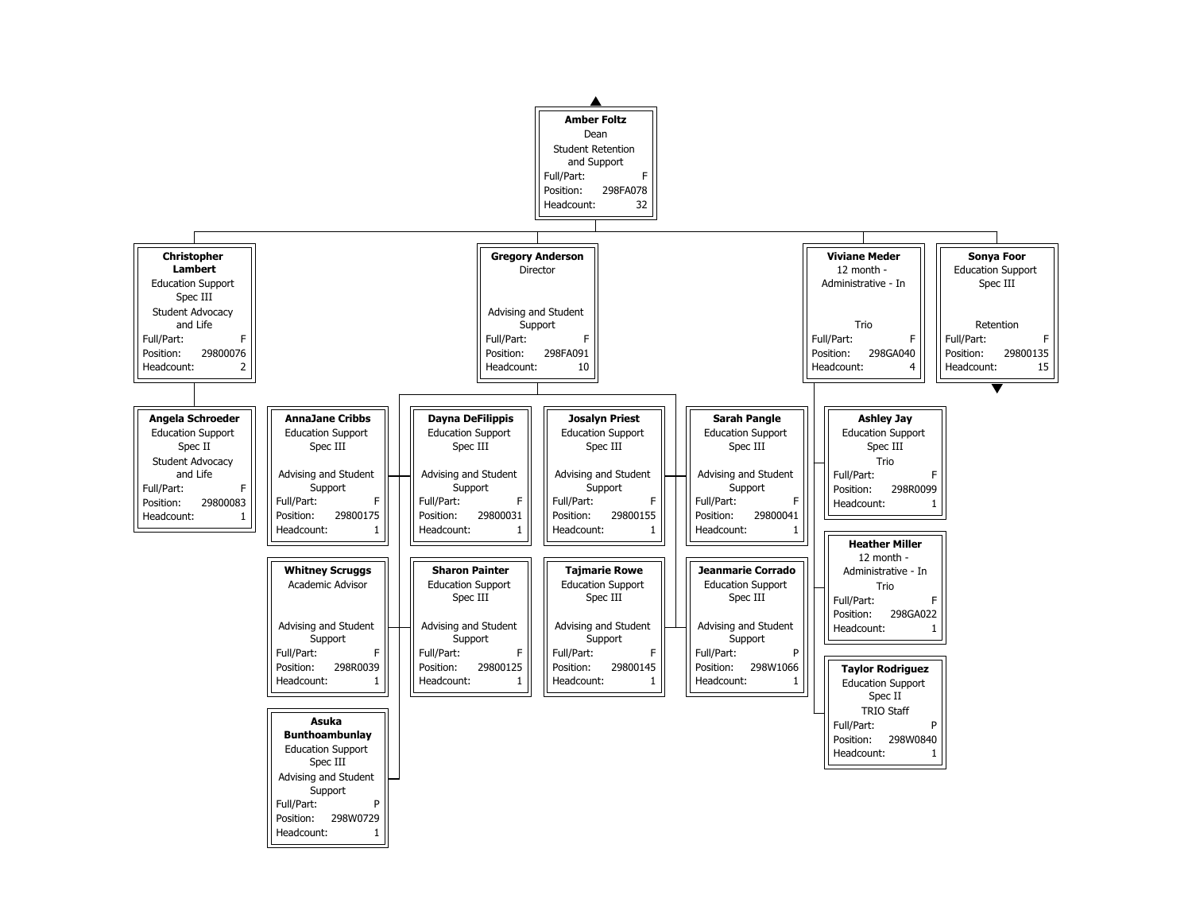**Amber Foltz**
Dean
Student Retention and Support
Full/Part: F
Position: 298FA078
Headcount: 32

---

**Christopher Lambert**
Education Support Spec III
Student Advocacy and Life
Full/Part: F
Position: 29800076
Headcount: 2

- **Angela Schroeder**
  Education Support Spec II
  Student Advocacy and Life
  Full/Part: F
  Position: 29800083
  Headcount: 1

---

**Gregory Anderson**
Director
Advising and Student Support
Full/Part: F
Position: 298FA091
Headcount: 10

- **AnnaJane Cribbs**
  Education Support Spec III
  Advising and Student Support
  Full/Part: F
  Position: 29800175
  Headcount: 1

- **Whitney Scruggs**
  Academic Advisor
  Advising and Student Support
  Full/Part: F
  Position: 298R0039
  Headcount: 1

- **Asuka Bunthoambunlay**
  Education Support Spec III
  Advising and Student Support
  Full/Part: P
  Position: 298W0729
  Headcount: 1

- **Dayna DeFilippis**
  Education Support Spec III
  Advising and Student Support
  Full/Part: F
  Position: 29800031
  Headcount: 1

- **Sharon Painter**
  Education Support Spec III
  Advising and Student Support
  Full/Part: F
  Position: 29800125
  Headcount: 1

- **Josalyn Priest**
  Education Support Spec III
  Advising and Student Support
  Full/Part: F
  Position: 29800155
  Headcount: 1

- **Tajmarie Rowe**
  Education Support Spec III
  Advising and Student Support
  Full/Part: F
  Position: 29800145
  Headcount: 1

- **Sarah Pangle**
  Education Support Spec III
  Advising and Student Support
  Full/Part: F
  Position: 29800041
  Headcount: 1

- **Jeanmarie Corrado**
  Education Support Spec III
  Advising and Student Support
  Full/Part: P
  Position: 298W1066
  Headcount: 1

---

**Viviane Meder**
12 month - Administrative - In
Trio
Full/Part: F
Position: 298GA040
Headcount: 4

- **Ashley Jay**
  Education Support Spec III
  Trio
  Full/Part: F
  Position: 298R0099
  Headcount: 1

- **Heather Miller**
  12 month - Administrative - In
  Trio
  Full/Part: F
  Position: 298GA022
  Headcount: 1

- **Taylor Rodriguez**
  Education Support Spec II
  TRIO Staff
  Full/Part: P
  Position: 298W0840
  Headcount: 1

---

**Sonya Foor**
Education Support Spec III
Retention
Full/Part: F
Position: 29800135
Headcount: 15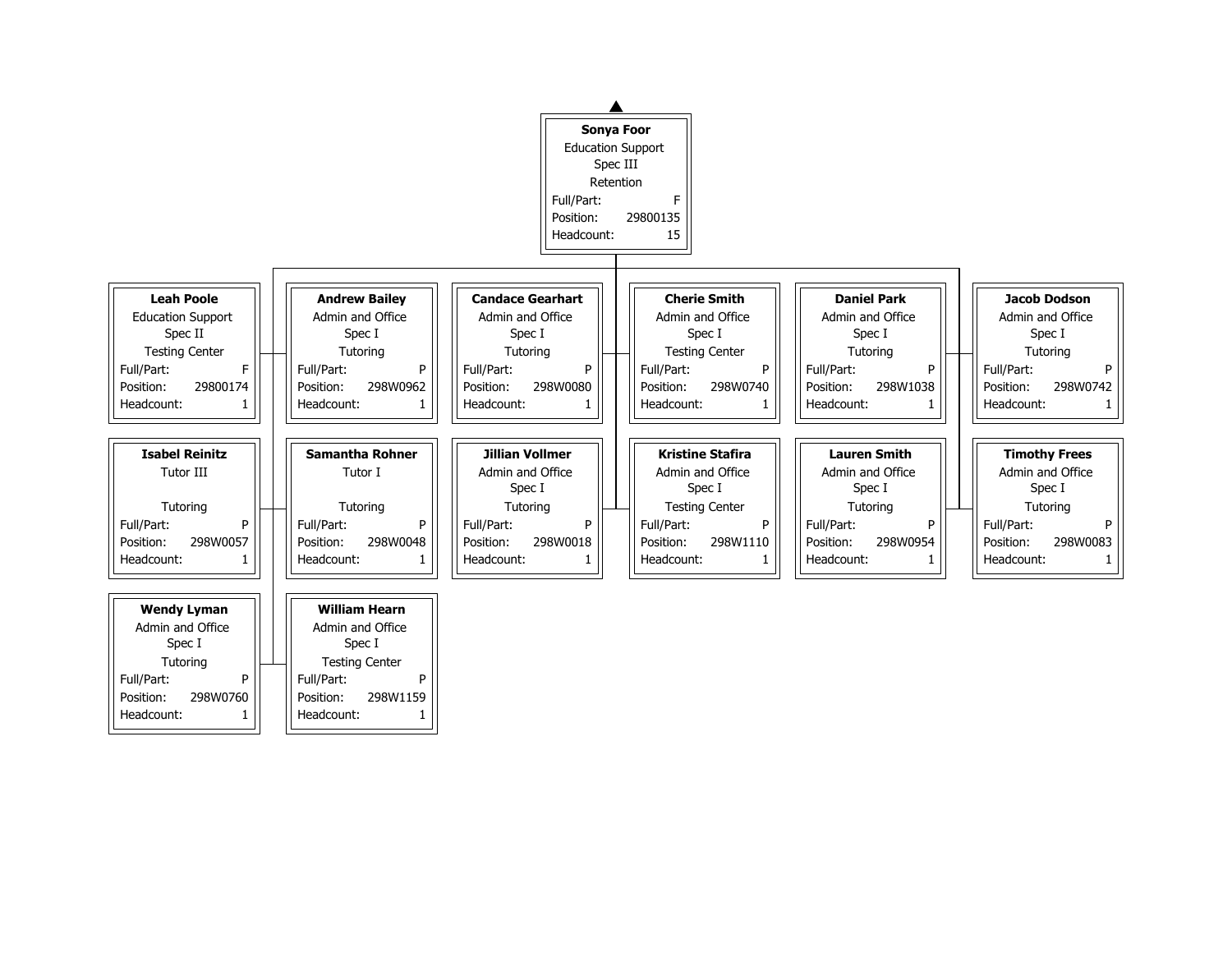**Sonya Foor**
Education Support
Spec III
Retention
Full/Part: F
Position: 29800135
Headcount: 15

| Name | Title | Department | Full/Part | Position | Headcount |
| --- | --- | --- | --- | --- | --- |
| **Leah Poole** | Education Support Spec II | Testing Center | F | 29800174 | 1 |
| **Andrew Bailey** | Admin and Office Spec I | Tutoring | P | 298W0962 | 1 |
| **Candace Gearhart** | Admin and Office Spec I | Tutoring | P | 298W0080 | 1 |
| **Cherie Smith** | Admin and Office Spec I | Testing Center | P | 298W0740 | 1 |
| **Daniel Park** | Admin and Office Spec I | Tutoring | P | 298W1038 | 1 |
| **Jacob Dodson** | Admin and Office Spec I | Tutoring | P | 298W0742 | 1 |
| **Isabel Reinitz** | Tutor III | Tutoring | P | 298W0057 | 1 |
| **Samantha Rohner** | Tutor I | Tutoring | P | 298W0048 | 1 |
| **Jillian Vollmer** | Admin and Office Spec I | Tutoring | P | 298W0018 | 1 |
| **Kristine Stafira** | Admin and Office Spec I | Testing Center | P | 298W1110 | 1 |
| **Lauren Smith** | Admin and Office Spec I | Tutoring | P | 298W0954 | 1 |
| **Timothy Frees** | Admin and Office Spec I | Tutoring | P | 298W0083 | 1 |
| **Wendy Lyman** | Admin and Office Spec I | Tutoring | P | 298W0760 | 1 |
| **William Hearn** | Admin and Office Spec I | Testing Center | P | 298W1159 | 1 |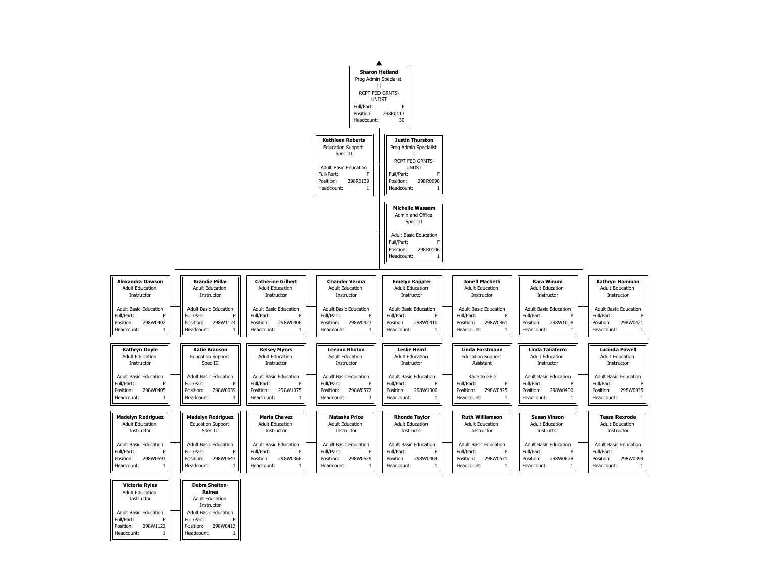**Sharon Hetland**
Prog Admin Specialist II
RCPT FED GRNTS-UNDST
Full/Part: F
Position: 298R0113
Headcount: 30

**Kathleen Roberts**
Education Support Spec III
Adult Basic Education
Full/Part: F
Position: 298R0139
Headcount: 1

**Justin Thurston**
Prog Admin Specialist I
RCPT FED GRNTS-UNDST
Full/Part: F
Position: 298R0090
Headcount: 1

**Michelle Wassam**
Admin and Office Spec III
Adult Basic Education
Full/Part: F
Position: 298R0106
Headcount: 1

| Name | Title | Department | Full/Part | Position | Headcount |
|---|---|---|---|---|---|
| Alexandra Dawson | Adult Education Instructor | Adult Basic Education | P | 298W0402 | 1 |
| Kathryn Doyle | Adult Education Instructor | Adult Basic Education | P | 298W0405 | 1 |
| Madelyn Rodriguez | Adult Education Instructor | Adult Basic Education | P | 298W0591 | 1 |
| Victoria Ryles | Adult Education Instructor | Adult Basic Education | P | 298W1122 | 1 |
| Brandie Millar | Adult Education Instructor | Adult Basic Education | P | 298W1124 | 1 |
| Katie Branson | Education Support Spec III | Adult Basic Education | P | 298W0039 | 1 |
| Madelyn Rodriguez | Education Support Spec III | Adult Basic Education | P | 298W0643 | 1 |
| Debra Shelton-Raines | Adult Education Instructor | Adult Basic Education | P | 298W0413 | 1 |
| Catherine Gilbert | Adult Education Instructor | Adult Basic Education | P | 298W0406 | 1 |
| Kelsey Myers | Adult Education Instructor | Adult Basic Education | P | 298W1075 | 1 |
| Maria Chavez | Adult Education Instructor | Adult Basic Education | P | 298W0366 | 1 |
| Chander Verma | Adult Education Instructor | Adult Basic Education | P | 298W0423 | 1 |
| Leeann Rhoton | Adult Education Instructor | Adult Basic Education | P | 298W0572 | 1 |
| Natasha Price | Adult Education Instructor | Adult Basic Education | P | 298W0629 | 1 |
| Emelyn Kappler | Adult Education Instructor | Adult Basic Education | P | 298W0410 | 1 |
| Leslie Heird | Adult Education Instructor | Adult Basic Education | P | 298W1000 | 1 |
| Rhonda Taylor | Adult Education Instructor | Adult Basic Education | P | 298W0404 | 1 |
| Jonell Macbeth | Adult Education Instructor | Adult Basic Education | P | 298W0861 | 1 |
| Linda Forstmann | Education Support Assistant | Race to GED | P | 298W0825 | 1 |
| Ruth Williamson | Adult Education Instructor | Adult Basic Education | P | 298W0571 | 1 |
| Kara Winum | Adult Education Instructor | Adult Basic Education | P | 298W1008 | 1 |
| Linda Taliaferro | Adult Education Instructor | Adult Basic Education | P | 298W0400 | 1 |
| Susan Vinson | Adult Education Instructor | Adult Basic Education | P | 298W0628 | 1 |
| Kathryn Hamman | Adult Education Instructor | Adult Basic Education | P | 298W0421 | 1 |
| Lucinda Powell | Adult Education Instructor | Adult Basic Education | P | 298W0935 | 1 |
| Tessa Rexrode | Adult Education Instructor | Adult Basic Education | P | 298W0399 | 1 |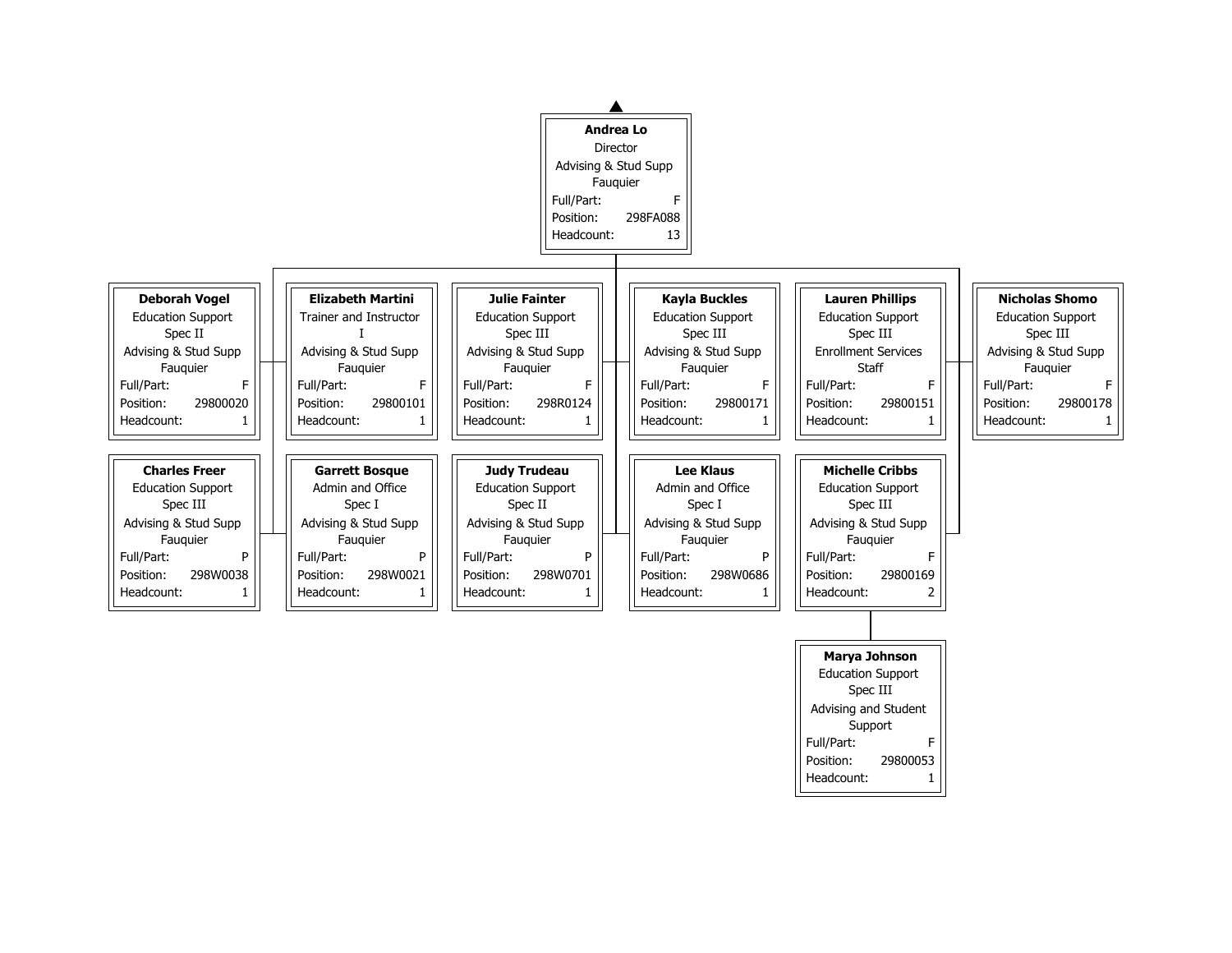**Andrea Lo**
Director
Advising & Stud Supp
Fauquier
Full/Part: F
Position: 298FA088
Headcount: 13

---

**Deborah Vogel**
Education Support Spec II
Advising & Stud Supp Fauquier
Full/Part: F
Position: 29800020
Headcount: 1

**Elizabeth Martini**
Trainer and Instructor I
Advising & Stud Supp Fauquier
Full/Part: F
Position: 29800101
Headcount: 1

**Julie Fainter**
Education Support Spec III
Advising & Stud Supp Fauquier
Full/Part: F
Position: 298R0124
Headcount: 1

**Kayla Buckles**
Education Support Spec III
Advising & Stud Supp Fauquier
Full/Part: F
Position: 29800171
Headcount: 1

**Lauren Phillips**
Education Support Spec III
Enrollment Services Staff
Full/Part: F
Position: 29800151
Headcount: 1

**Nicholas Shomo**
Education Support Spec III
Advising & Stud Supp Fauquier
Full/Part: F
Position: 29800178
Headcount: 1

**Charles Freer**
Education Support Spec III
Advising & Stud Supp Fauquier
Full/Part: P
Position: 298W0038
Headcount: 1

**Garrett Bosque**
Admin and Office Spec I
Advising & Stud Supp Fauquier
Full/Part: P
Position: 298W0021
Headcount: 1

**Judy Trudeau**
Education Support Spec II
Advising & Stud Supp Fauquier
Full/Part: P
Position: 298W0701
Headcount: 1

**Lee Klaus**
Admin and Office Spec I
Advising & Stud Supp Fauquier
Full/Part: P
Position: 298W0686
Headcount: 1

**Michelle Cribbs**
Education Support Spec III
Advising & Stud Supp Fauquier
Full/Part: F
Position: 29800169
Headcount: 2

---

**Marya Johnson** (reports to Michelle Cribbs)
Education Support Spec III
Advising and Student Support
Full/Part: F
Position: 29800053
Headcount: 1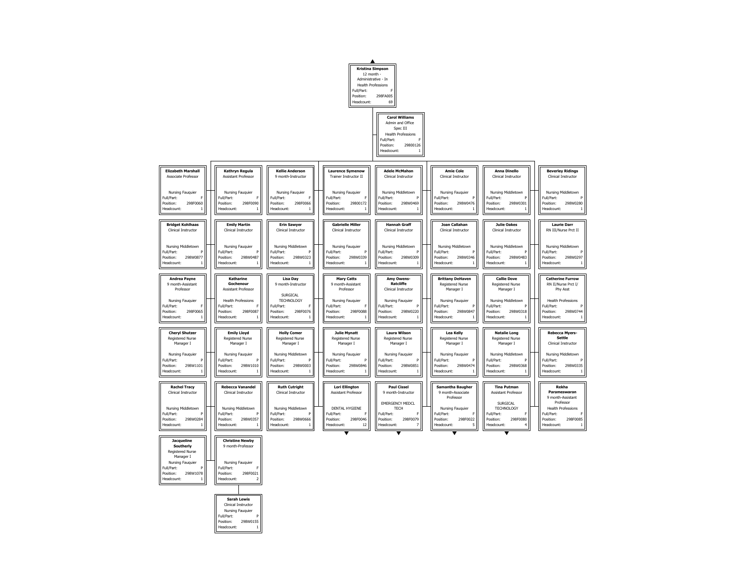**Kristina Simpson**
12 month - Administrative - In Health Professions
Full/Part: F
Position: 298FA005
Headcount: 69

**Carol Williams**
Admin and Office Spec III
Health Professions
Full/Part: F
Position: 29800126
Headcount: 1

| Name | Title | Department | Full/Part | Position | Headcount |
|---|---|---|---|---|---|
| Elizabeth Marshall | Associate Professor | Nursing Fauquier | F | 298F0060 | 1 |
| Bridget Kohlhaas | Clinical Instructor | Nursing Middletown | P | 298W0877 | 1 |
| Andrea Payne | 9 month-Assistant Professor | Nursing Fauquier | F | 298F0065 | 1 |
| Cheryl Shutzer | Registered Nurse Manager I | Nursing Fauquier | P | 298W1101 | 1 |
| Rachel Tracy | Clinical Instructor | Nursing Middletown | P | 298W0284 | 1 |
| Jacqueline Southerly | Registered Nurse Manager I | Nursing Fauquier | P | 298W1078 | 1 |
| Kathryn Regula | Assistant Professor | Nursing Fauquier | F | 298F0090 | 1 |
| Emily Martin | Clinical Instructor | Nursing Fauquier | P | 298W0487 | 1 |
| Katharine Gochenour | Assistant Professor | Health Professions | F | 298F0087 | 1 |
| Emily Lloyd | Registered Nurse Manager I | Nursing Fauquier | P | 298W1010 | 1 |
| Rebecca Vanandel | Clinical Instructor | Nursing Middletown | P | 298W0357 | 1 |
| Christine Newby | 9 month-Professor | Nursing Fauquier | F | 298F0021 | 2 |
| Sarah Lewis | Clinical Instructor | Nursing Fauquier | P | 298W0155 | 1 |
| Kellie Anderson | 9 month-Instructor | Nursing Fauquier | F | 298F0066 | 1 |
| Erin Sawyer | Clinical Instructor | Nursing Middletown | P | 298W0323 | 1 |
| Lisa Day | 9 month-Instructor | SURGICAL TECHNOLOGY | F | 298F0076 | 1 |
| Holly Comer | Registered Nurse Manager I | Nursing Middletown | P | 298W0003 | 1 |
| Ruth Cutright | Clinical Instructor | Nursing Middletown | P | 298W0666 | 1 |
| Laurence Symenow | Trainer Instructor II | Nursing Fauquier | F | 29800172 | 1 |
| Gabrielle Miller | Clinical Instructor | Nursing Fauquier | P | 298W0339 | 1 |
| Mary Catts | 9 month-Assistant Professor | Nursing Fauquier | F | 298F0088 | 1 |
| Julie Mynatt | Registered Nurse Manager I | Nursing Fauquier | P | 298W0846 | 1 |
| Lori Ellington | Assistant Professor | DENTAL HYGIENE | F | 298F0046 | 12 |
| Adele McMahon | Clinical Instructor | Nursing Middletown | P | 298W0469 | 1 |
| Hannah Graff | Clinical Instructor | Nursing Middletown | P | 298W0309 | 1 |
| Amy Owens-Ratcliffe | Clinical Instructor | Nursing Fauquier | P | 298W0220 | 1 |
| Laura Wilson | Registered Nurse Manager I | Nursing Fauquier | P | 298W0851 | 1 |
| Paul Cissel | 9 month-Instructor | EMERGENCY MEDCL TECH | F | 298F0079 | 7 |
| Amie Cole | Clinical Instructor | Nursing Fauquier | P | 298W0476 | 1 |
| Joan Callahan | Clinical Instructor | Nursing Fauquier | P | 298W0346 | 1 |
| Brittany DeHaven | Registered Nurse Manager I | Nursing Fauquier | P | 298W0847 | 1 |
| Lea Kelly | Registered Nurse Manager I | Nursing Fauquier | P | 298W0474 | 1 |
| Samantha Baugher | 9 month-Associate Professor | Nursing Fauquier | F | 298F0022 | 5 |
| Anna Dinello | Clinical Instructor | Nursing Middletown | P | 298W0301 | 1 |
| Julie Oakes | Clinical Instructor | Nursing Middletown | P | 298W0483 | 1 |
| Callie Dove | Registered Nurse Manager I | Nursing Middletown | P | 298W0318 | 1 |
| Natalie Long | Registered Nurse Manager I | Nursing Middletown | P | 298W0368 | 1 |
| Tina Putman | Assistant Professor | SURGICAL TECHNOLOGY | F | 298F0080 | 4 |
| Beverley Ridings | Clinical Instructor | Nursing Middletown | P | 298W0280 | 1 |
| Laurie Darr | RN III/Nurse Prct II | Nursing Middletown | P | 298W0297 | 1 |
| Catherine Furrow | RN II/Nurse Prct I/ Phy Asst | Health Professions | P | 298W0744 | 1 |
| Rebecca Myers-Settle | Clinical Instructor | Nursing Middletown | P | 298W0335 | 1 |
| Rekha Parameswaran | 9 month-Assistant Professor | Health Professions | F | 298F0085 | 1 |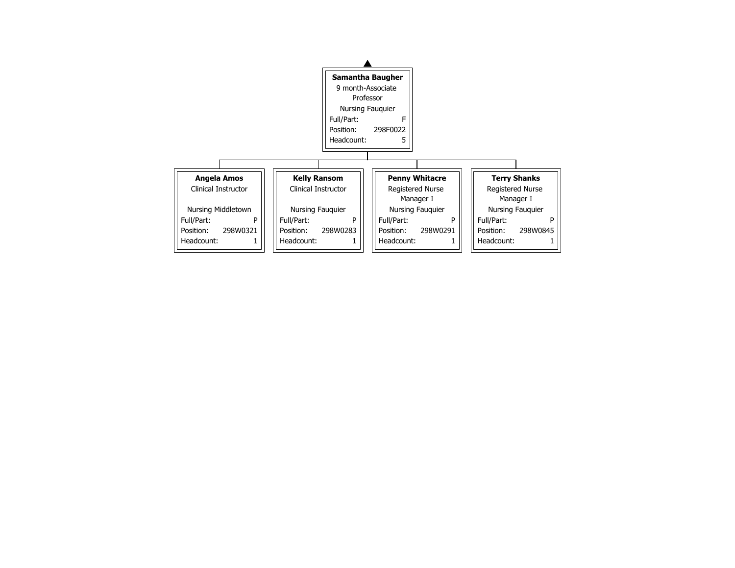**Samantha Baugher**
9 month-Associate Professor
Nursing Fauquier

| Full/Part: | F |
|---|---|
| Position: | 298F0022 |
| Headcount: | 5 |

**Angela Amos**
Clinical Instructor
Nursing Middletown

| Full/Part: | P |
|---|---|
| Position: | 298W0321 |
| Headcount: | 1 |

**Kelly Ransom**
Clinical Instructor
Nursing Fauquier

| Full/Part: | P |
|---|---|
| Position: | 298W0283 |
| Headcount: | 1 |

**Penny Whitacre**
Registered Nurse Manager I
Nursing Fauquier

| Full/Part: | P |
|---|---|
| Position: | 298W0291 |
| Headcount: | 1 |

**Terry Shanks**
Registered Nurse Manager I
Nursing Fauquier

| Full/Part: | P |
|---|---|
| Position: | 298W0845 |
| Headcount: | 1 |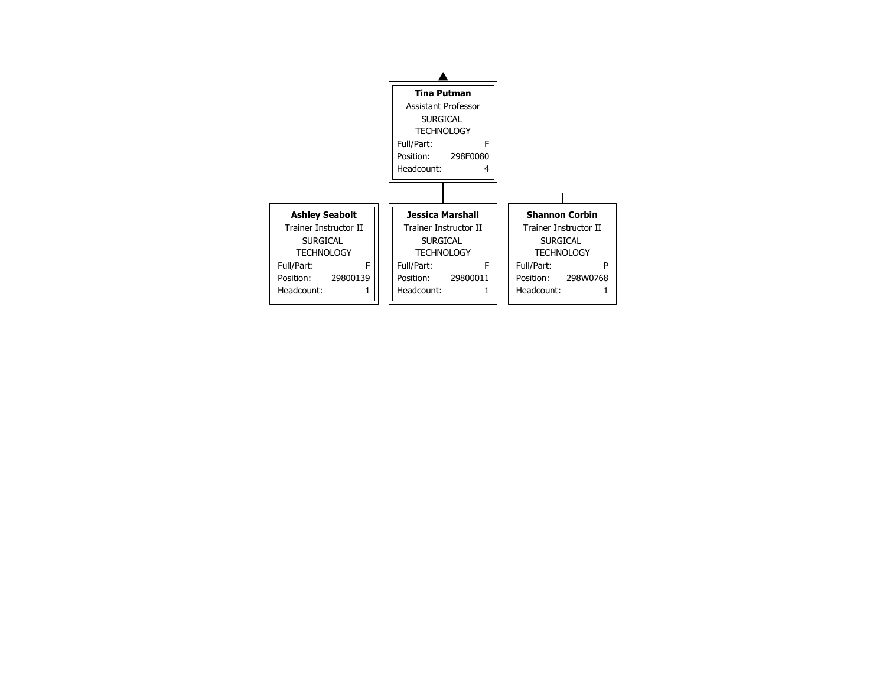**Tina Putman**
Assistant Professor
SURGICAL TECHNOLOGY

| Full/Part: | F |
| --- | --- |
| Position: | 298F0080 |
| Headcount: | 4 |

**Ashley Seabolt**
Trainer Instructor II
SURGICAL TECHNOLOGY

| Full/Part: | F |
| --- | --- |
| Position: | 29800139 |
| Headcount: | 1 |

**Jessica Marshall**
Trainer Instructor II
SURGICAL TECHNOLOGY

| Full/Part: | F |
| --- | --- |
| Position: | 29800011 |
| Headcount: | 1 |

**Shannon Corbin**
Trainer Instructor II
SURGICAL TECHNOLOGY

| Full/Part: | P |
| --- | --- |
| Position: | 298W0768 |
| Headcount: | 1 |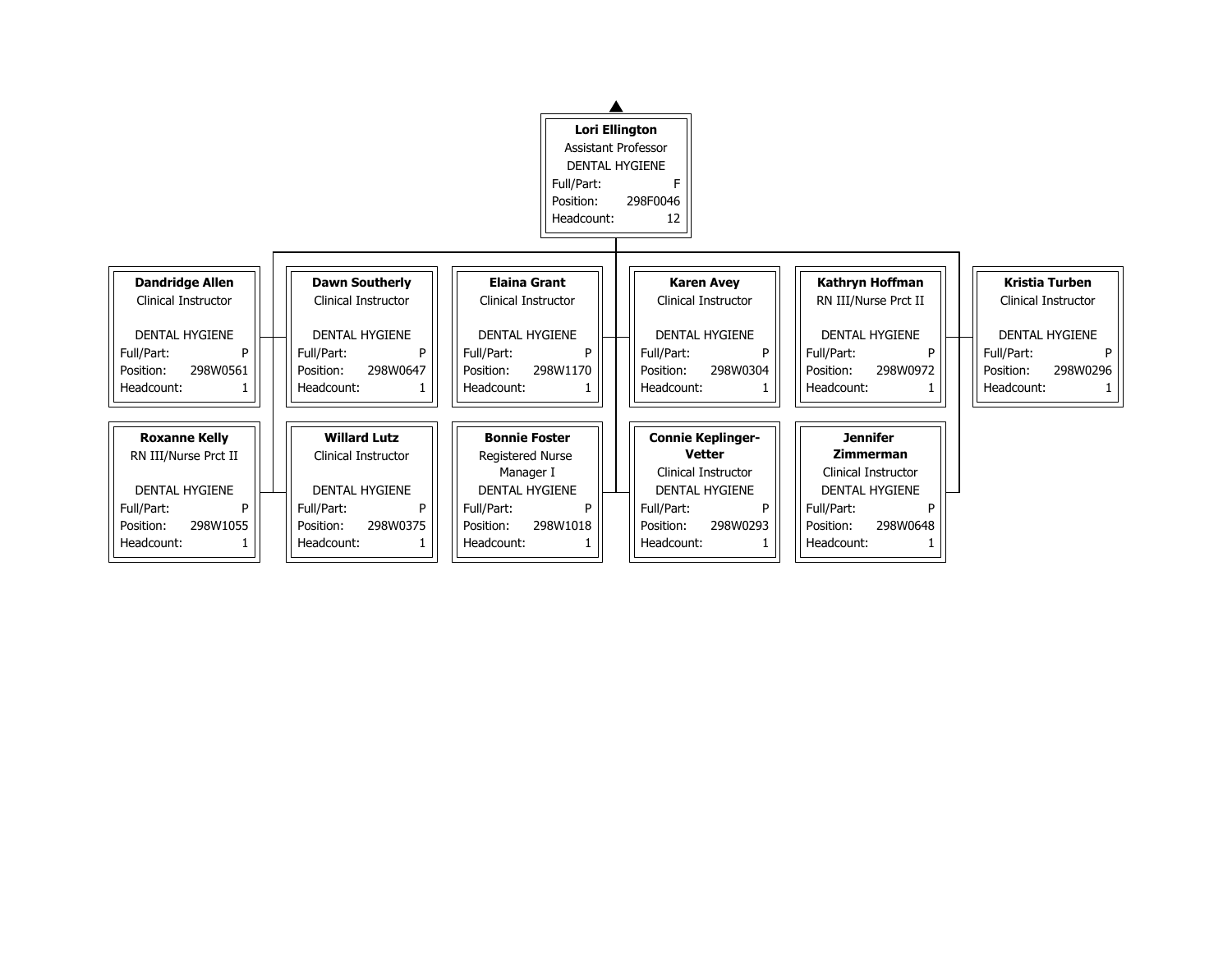**Lori Ellington**
Assistant Professor
DENTAL HYGIENE
Full/Part: F
Position: 298F0046
Headcount: 12

| Name | Title | Department | Full/Part | Position | Headcount |
|---|---|---|---|---|---|
| **Dandridge Allen** | Clinical Instructor | DENTAL HYGIENE | P | 298W0561 | 1 |
| **Dawn Southerly** | Clinical Instructor | DENTAL HYGIENE | P | 298W0647 | 1 |
| **Elaina Grant** | Clinical Instructor | DENTAL HYGIENE | P | 298W1170 | 1 |
| **Karen Avey** | Clinical Instructor | DENTAL HYGIENE | P | 298W0304 | 1 |
| **Kathryn Hoffman** | RN III/Nurse Prct II | DENTAL HYGIENE | P | 298W0972 | 1 |
| **Kristia Turben** | Clinical Instructor | DENTAL HYGIENE | P | 298W0296 | 1 |
| **Roxanne Kelly** | RN III/Nurse Prct II | DENTAL HYGIENE | P | 298W1055 | 1 |
| **Willard Lutz** | Clinical Instructor | DENTAL HYGIENE | P | 298W0375 | 1 |
| **Bonnie Foster** | Registered Nurse Manager I | DENTAL HYGIENE | P | 298W1018 | 1 |
| **Connie Keplinger-Vetter** | Clinical Instructor | DENTAL HYGIENE | P | 298W0293 | 1 |
| **Jennifer Zimmerman** | Clinical Instructor | DENTAL HYGIENE | P | 298W0648 | 1 |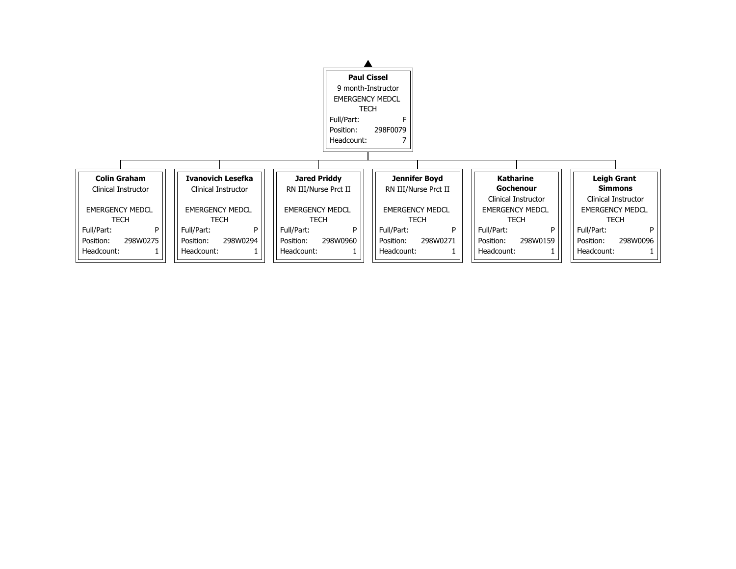**Paul Cissel**
9 month-Instructor
EMERGENCY MEDCL TECH
Full/Part: F
Position: 298F0079
Headcount: 7

| Name | Title | Department | Full/Part | Position | Headcount |
|---|---|---|---|---|---|
| **Colin Graham** | Clinical Instructor | EMERGENCY MEDCL TECH | P | 298W0275 | 1 |
| **Ivanovich Lesefka** | Clinical Instructor | EMERGENCY MEDCL TECH | P | 298W0294 | 1 |
| **Jared Priddy** | RN III/Nurse Prct II | EMERGENCY MEDCL TECH | P | 298W0960 | 1 |
| **Jennifer Boyd** | RN III/Nurse Prct II | EMERGENCY MEDCL TECH | P | 298W0271 | 1 |
| **Katharine Gochenour** | Clinical Instructor | EMERGENCY MEDCL TECH | P | 298W0159 | 1 |
| **Leigh Grant Simmons** | Clinical Instructor | EMERGENCY MEDCL TECH | P | 298W0096 | 1 |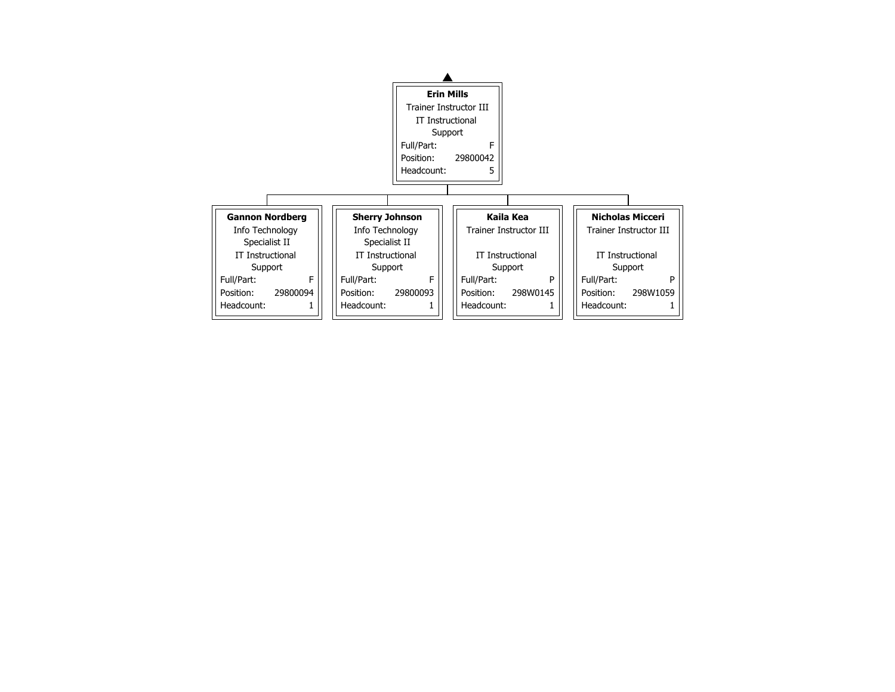**Erin Mills**
Trainer Instructor III
IT Instructional Support

| | |
|---|---|
| Full/Part: | F |
| Position: | 29800042 |
| Headcount: | 5 |

**Gannon Nordberg**
Info Technology Specialist II
IT Instructional Support

| | |
|---|---|
| Full/Part: | F |
| Position: | 29800094 |
| Headcount: | 1 |

**Sherry Johnson**
Info Technology Specialist II
IT Instructional Support

| | |
|---|---|
| Full/Part: | F |
| Position: | 29800093 |
| Headcount: | 1 |

**Kaila Kea**
Trainer Instructor III
IT Instructional Support

| | |
|---|---|
| Full/Part: | P |
| Position: | 298W0145 |
| Headcount: | 1 |

**Nicholas Micceri**
Trainer Instructor III
IT Instructional Support

| | |
|---|---|
| Full/Part: | P |
| Position: | 298W1059 |
| Headcount: | 1 |